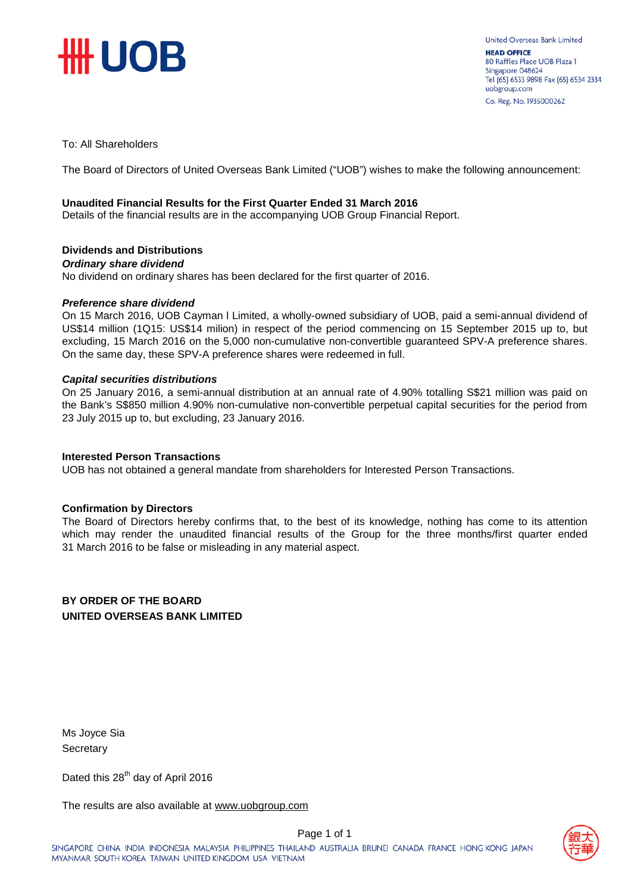United Overseas Bank Limited
**HEAD OFFICE**
80 Raffles Place UOB Plaza 1
Singapore 048624
Tel (65) 6533 9898 Fax (65) 6534 2334
uobgroup.com
Co. Reg. No. 193500026Z

To: All Shareholders

The Board of Directors of United Overseas Bank Limited ("UOB") wishes to make the following announcement:

**Unaudited Financial Results for the First Quarter Ended 31 March 2016**
Details of the financial results are in the accompanying UOB Group Financial Report.

**Dividends and Distributions**
***Ordinary share dividend***
No dividend on ordinary shares has been declared for the first quarter of 2016.

***Preference share dividend***
On 15 March 2016, UOB Cayman I Limited, a wholly-owned subsidiary of UOB, paid a semi-annual dividend of US$14 million (1Q15: US$14 milion) in respect of the period commencing on 15 September 2015 up to, but excluding, 15 March 2016 on the 5,000 non-cumulative non-convertible guaranteed SPV-A preference shares. On the same day, these SPV-A preference shares were redeemed in full.

***Capital securities distributions***
On 25 January 2016, a semi-annual distribution at an annual rate of 4.90% totalling S$21 million was paid on the Bank's S$850 million 4.90% non-cumulative non-convertible perpetual capital securities for the period from 23 July 2015 up to, but excluding, 23 January 2016.

**Interested Person Transactions**
UOB has not obtained a general mandate from shareholders for Interested Person Transactions.

**Confirmation by Directors**
The Board of Directors hereby confirms that, to the best of its knowledge, nothing has come to its attention which may render the unaudited financial results of the Group for the three months/first quarter ended 31 March 2016 to be false or misleading in any material aspect.

**BY ORDER OF THE BOARD**
**UNITED OVERSEAS BANK LIMITED**

Ms Joyce Sia
Secretary

Dated this 28th day of April 2016

The results are also available at www.uobgroup.com

SINGAPORE CHINA INDIA INDONESIA MALAYSIA PHILIPPINES THAILAND AUSTRALIA BRUNEI CANADA FRANCE HONG KONG JAPAN MYANMAR SOUTH KOREA TAIWAN UNITED KINGDOM USA VIETNAM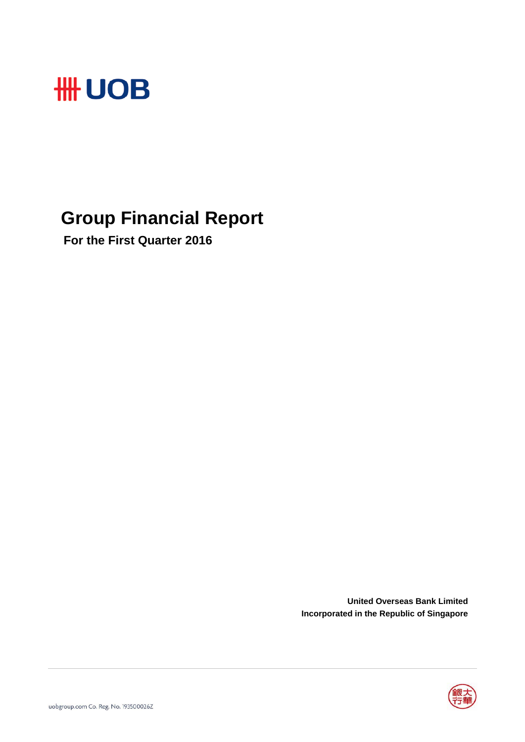UOB

# Group Financial Report

**For the First Quarter 2016**

**United Overseas Bank Limited**
**Incorporated in the Republic of Singapore**

uobgroup.com Co. Reg. No. 193500026Z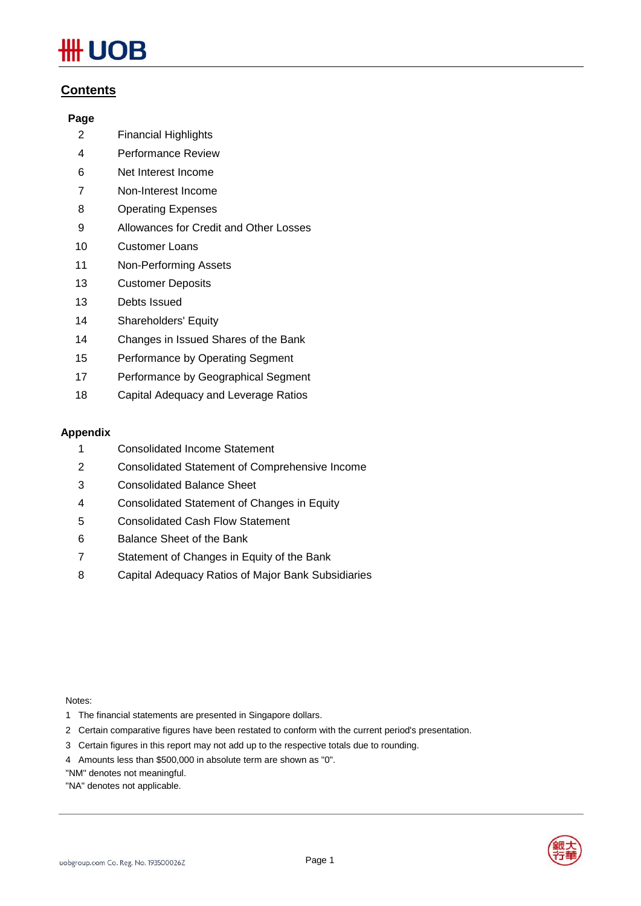## Contents

| Page | |
|---|---|
| 2 | Financial Highlights |
| 4 | Performance Review |
| 6 | Net Interest Income |
| 7 | Non-Interest Income |
| 8 | Operating Expenses |
| 9 | Allowances for Credit and Other Losses |
| 10 | Customer Loans |
| 11 | Non-Performing Assets |
| 13 | Customer Deposits |
| 13 | Debts Issued |
| 14 | Shareholders' Equity |
| 14 | Changes in Issued Shares of the Bank |
| 15 | Performance by Operating Segment |
| 17 | Performance by Geographical Segment |
| 18 | Capital Adequacy and Leverage Ratios |

**Appendix**

| | |
|---|---|
| 1 | Consolidated Income Statement |
| 2 | Consolidated Statement of Comprehensive Income |
| 3 | Consolidated Balance Sheet |
| 4 | Consolidated Statement of Changes in Equity |
| 5 | Consolidated Cash Flow Statement |
| 6 | Balance Sheet of the Bank |
| 7 | Statement of Changes in Equity of the Bank |
| 8 | Capital Adequacy Ratios of Major Bank Subsidiaries |

Notes:

1 The financial statements are presented in Singapore dollars.

2 Certain comparative figures have been restated to conform with the current period's presentation.

3 Certain figures in this report may not add up to the respective totals due to rounding.

4 Amounts less than $500,000 in absolute term are shown as "0".

"NM" denotes not meaningful.

"NA" denotes not applicable.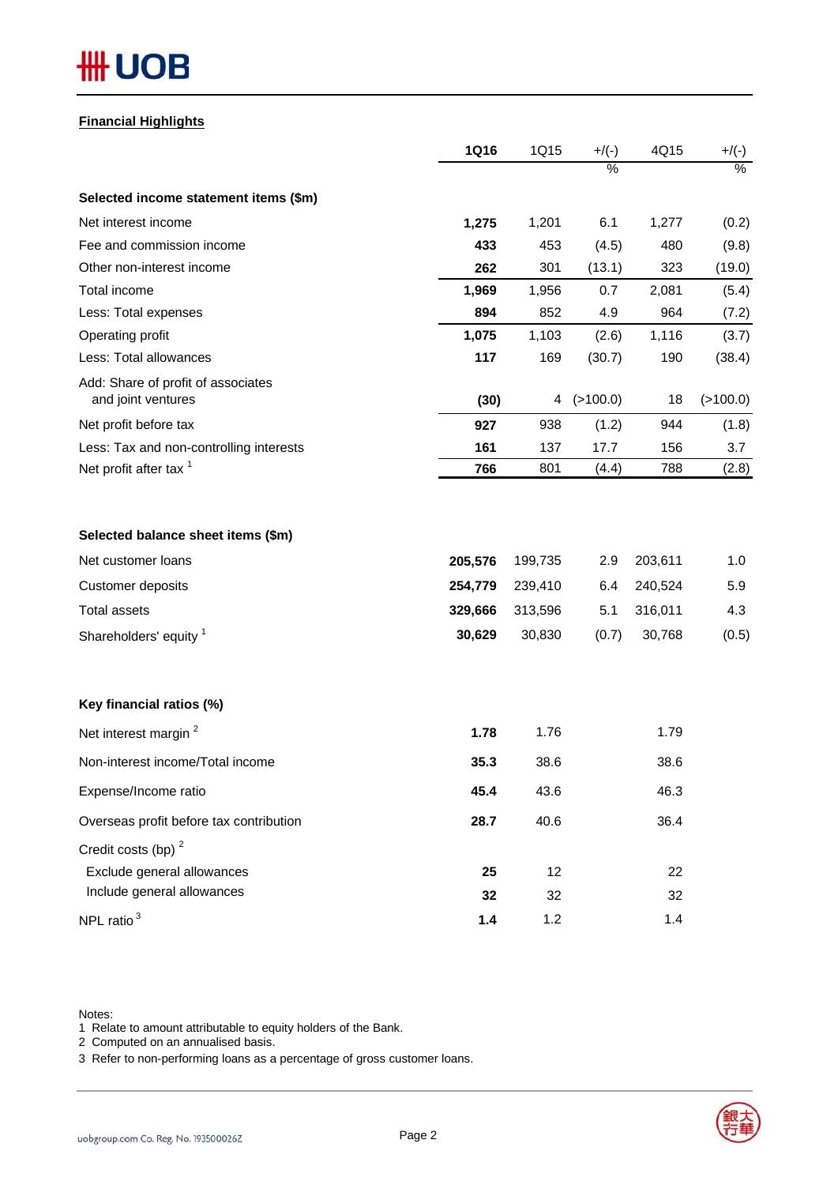**Financial Highlights**

| | 1Q16 | 1Q15 | +/(-) % | 4Q15 | +/(-) % |
|---|---|---|---|---|---|
| **Selected income statement items ($m)** | | | | | |
| Net interest income | **1,275** | 1,201 | 6.1 | 1,277 | (0.2) |
| Fee and commission income | **433** | 453 | (4.5) | 480 | (9.8) |
| Other non-interest income | **262** | 301 | (13.1) | 323 | (19.0) |
| Total income | **1,969** | 1,956 | 0.7 | 2,081 | (5.4) |
| Less: Total expenses | **894** | 852 | 4.9 | 964 | (7.2) |
| Operating profit | **1,075** | 1,103 | (2.6) | 1,116 | (3.7) |
| Less: Total allowances | **117** | 169 | (30.7) | 190 | (38.4) |
| Add: Share of profit of associates and joint ventures | **(30)** | 4 | (>100.0) | 18 | (>100.0) |
| Net profit before tax | **927** | 938 | (1.2) | 944 | (1.8) |
| Less: Tax and non-controlling interests | **161** | 137 | 17.7 | 156 | 3.7 |
| Net profit after tax [1] | **766** | 801 | (4.4) | 788 | (2.8) |
| **Selected balance sheet items ($m)** | | | | | |
| Net customer loans | **205,576** | 199,735 | 2.9 | 203,611 | 1.0 |
| Customer deposits | **254,779** | 239,410 | 6.4 | 240,524 | 5.9 |
| Total assets | **329,666** | 313,596 | 5.1 | 316,011 | 4.3 |
| Shareholders' equity [1] | **30,629** | 30,830 | (0.7) | 30,768 | (0.5) |
| **Key financial ratios (%)** | | | | | |
| Net interest margin [2] | **1.78** | 1.76 | | 1.79 | |
| Non-interest income/Total income | **35.3** | 38.6 | | 38.6 | |
| Expense/Income ratio | **45.4** | 43.6 | | 46.3 | |
| Overseas profit before tax contribution | **28.7** | 40.6 | | 36.4 | |
| Credit costs (bp) [2] | | | | | |
| Exclude general allowances | **25** | 12 | | 22 | |
| Include general allowances | **32** | 32 | | 32 | |
| NPL ratio [3] | **1.4** | 1.2 | | 1.4 | |

Notes:
1 Relate to amount attributable to equity holders of the Bank.
2 Computed on an annualised basis.
3 Refer to non-performing loans as a percentage of gross customer loans.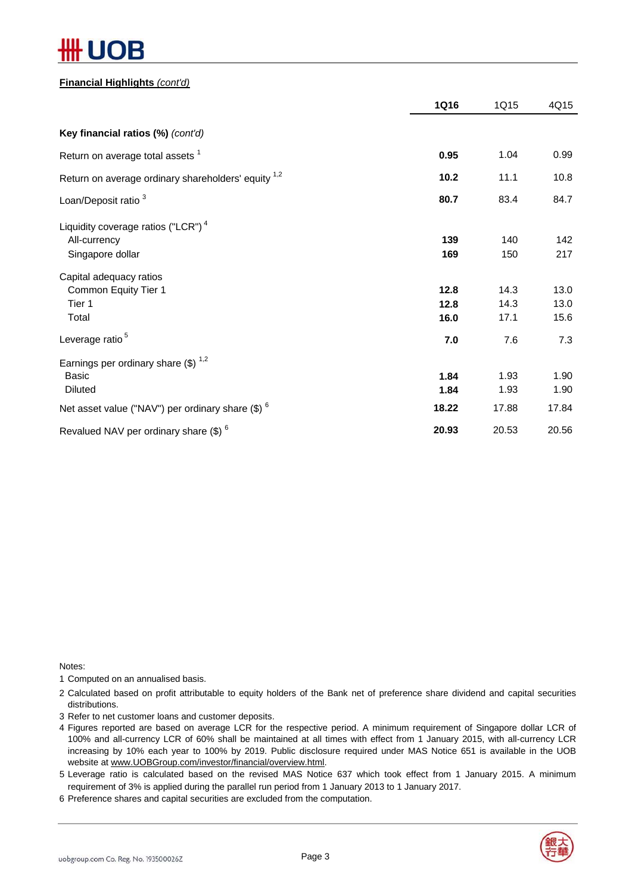**Financial Highlights** *(cont'd)*

| | **1Q16** | 1Q15 | 4Q15 |
|---|---|---|---|
| **Key financial ratios (%)** *(cont'd)* | | | |
| Return on average total assets [1] | **0.95** | 1.04 | 0.99 |
| Return on average ordinary shareholders' equity [1,2] | **10.2** | 11.1 | 10.8 |
| Loan/Deposit ratio [3] | **80.7** | 83.4 | 84.7 |
| Liquidity coverage ratios ("LCR") [4] | | | |
| All-currency | **139** | 140 | 142 |
| Singapore dollar | **169** | 150 | 217 |
| Capital adequacy ratios | | | |
| Common Equity Tier 1 | **12.8** | 14.3 | 13.0 |
| Tier 1 | **12.8** | 14.3 | 13.0 |
| Total | **16.0** | 17.1 | 15.6 |
| Leverage ratio [5] | **7.0** | 7.6 | 7.3 |
| Earnings per ordinary share ($) [1,2] | | | |
| Basic | **1.84** | 1.93 | 1.90 |
| Diluted | **1.84** | 1.93 | 1.90 |
| Net asset value ("NAV") per ordinary share ($) [6] | **18.22** | 17.88 | 17.84 |
| Revalued NAV per ordinary share ($) [6] | **20.93** | 20.53 | 20.56 |

Notes:

1 Computed on an annualised basis.

2 Calculated based on profit attributable to equity holders of the Bank net of preference share dividend and capital securities distributions.

3 Refer to net customer loans and customer deposits.

4 Figures reported are based on average LCR for the respective period. A minimum requirement of Singapore dollar LCR of 100% and all-currency LCR of 60% shall be maintained at all times with effect from 1 January 2015, with all-currency LCR increasing by 10% each year to 100% by 2019. Public disclosure required under MAS Notice 651 is available in the UOB website at www.UOBGroup.com/investor/financial/overview.html.

5 Leverage ratio is calculated based on the revised MAS Notice 637 which took effect from 1 January 2015. A minimum requirement of 3% is applied during the parallel run period from 1 January 2013 to 1 January 2017.

6 Preference shares and capital securities are excluded from the computation.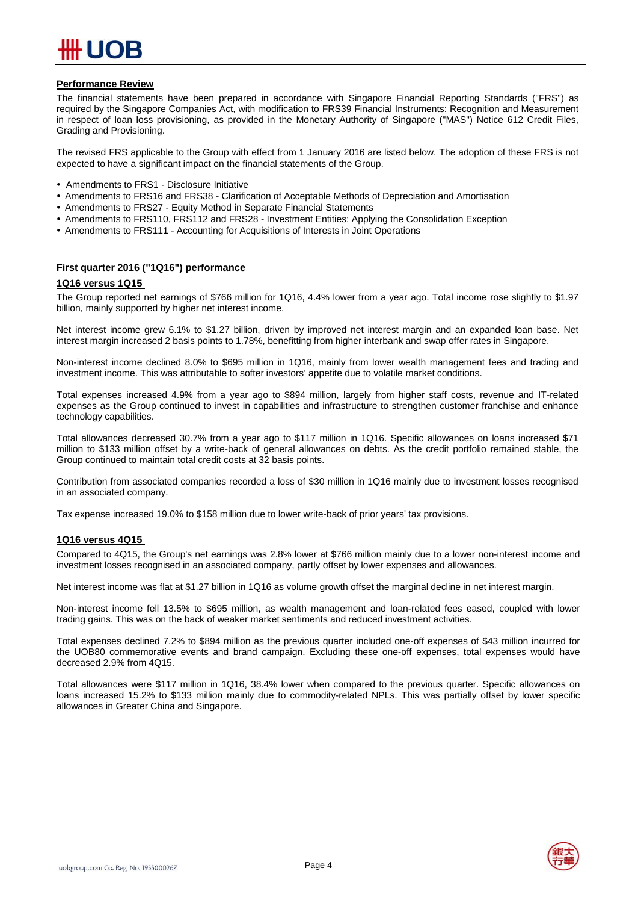## Performance Review

The financial statements have been prepared in accordance with Singapore Financial Reporting Standards ("FRS") as required by the Singapore Companies Act, with modification to FRS39 Financial Instruments: Recognition and Measurement in respect of loan loss provisioning, as provided in the Monetary Authority of Singapore ("MAS") Notice 612 Credit Files, Grading and Provisioning.

The revised FRS applicable to the Group with effect from 1 January 2016 are listed below. The adoption of these FRS is not expected to have a significant impact on the financial statements of the Group.

- Amendments to FRS1 - Disclosure Initiative
- Amendments to FRS16 and FRS38 - Clarification of Acceptable Methods of Depreciation and Amortisation
- Amendments to FRS27 - Equity Method in Separate Financial Statements
- Amendments to FRS110, FRS112 and FRS28 - Investment Entities: Applying the Consolidation Exception
- Amendments to FRS111 - Accounting for Acquisitions of Interests in Joint Operations

### First quarter 2016 ("1Q16") performance

#### 1Q16 versus 1Q15

The Group reported net earnings of $766 million for 1Q16, 4.4% lower from a year ago. Total income rose slightly to $1.97 billion, mainly supported by higher net interest income.

Net interest income grew 6.1% to $1.27 billion, driven by improved net interest margin and an expanded loan base. Net interest margin increased 2 basis points to 1.78%, benefitting from higher interbank and swap offer rates in Singapore.

Non-interest income declined 8.0% to $695 million in 1Q16, mainly from lower wealth management fees and trading and investment income. This was attributable to softer investors' appetite due to volatile market conditions.

Total expenses increased 4.9% from a year ago to $894 million, largely from higher staff costs, revenue and IT-related expenses as the Group continued to invest in capabilities and infrastructure to strengthen customer franchise and enhance technology capabilities.

Total allowances decreased 30.7% from a year ago to $117 million in 1Q16. Specific allowances on loans increased $71 million to $133 million offset by a write-back of general allowances on debts. As the credit portfolio remained stable, the Group continued to maintain total credit costs at 32 basis points.

Contribution from associated companies recorded a loss of $30 million in 1Q16 mainly due to investment losses recognised in an associated company.

Tax expense increased 19.0% to $158 million due to lower write-back of prior years' tax provisions.

#### 1Q16 versus 4Q15

Compared to 4Q15, the Group's net earnings was 2.8% lower at $766 million mainly due to a lower non-interest income and investment losses recognised in an associated company, partly offset by lower expenses and allowances.

Net interest income was flat at $1.27 billion in 1Q16 as volume growth offset the marginal decline in net interest margin.

Non-interest income fell 13.5% to $695 million, as wealth management and loan-related fees eased, coupled with lower trading gains. This was on the back of weaker market sentiments and reduced investment activities.

Total expenses declined 7.2% to $894 million as the previous quarter included one-off expenses of $43 million incurred for the UOB80 commemorative events and brand campaign. Excluding these one-off expenses, total expenses would have decreased 2.9% from 4Q15.

Total allowances were $117 million in 1Q16, 38.4% lower when compared to the previous quarter. Specific allowances on loans increased 15.2% to $133 million mainly due to commodity-related NPLs. This was partially offset by lower specific allowances in Greater China and Singapore.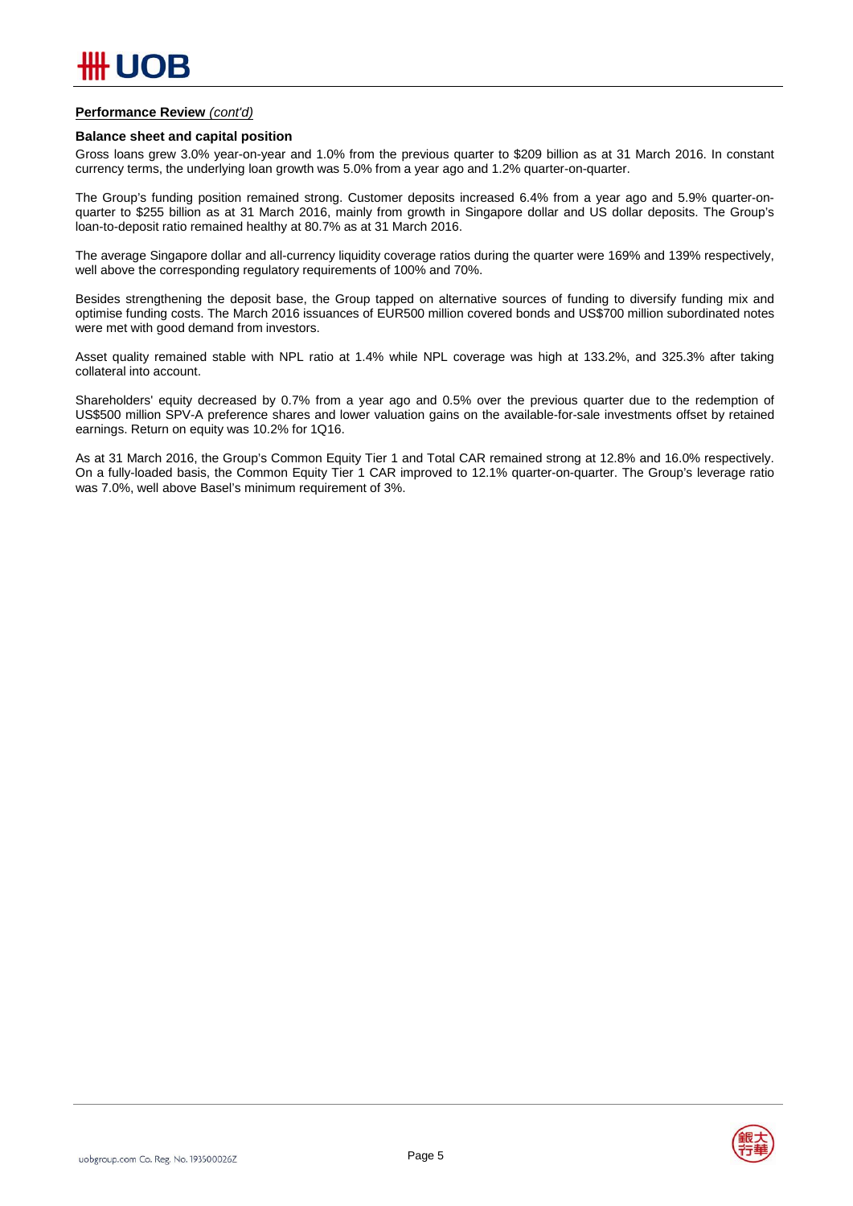**Performance Review** *(cont'd)*

**Balance sheet and capital position**

Gross loans grew 3.0% year-on-year and 1.0% from the previous quarter to $209 billion as at 31 March 2016. In constant currency terms, the underlying loan growth was 5.0% from a year ago and 1.2% quarter-on-quarter.

The Group's funding position remained strong. Customer deposits increased 6.4% from a year ago and 5.9% quarter-on-quarter to $255 billion as at 31 March 2016, mainly from growth in Singapore dollar and US dollar deposits. The Group's loan-to-deposit ratio remained healthy at 80.7% as at 31 March 2016.

The average Singapore dollar and all-currency liquidity coverage ratios during the quarter were 169% and 139% respectively, well above the corresponding regulatory requirements of 100% and 70%.

Besides strengthening the deposit base, the Group tapped on alternative sources of funding to diversify funding mix and optimise funding costs. The March 2016 issuances of EUR500 million covered bonds and US$700 million subordinated notes were met with good demand from investors.

Asset quality remained stable with NPL ratio at 1.4% while NPL coverage was high at 133.2%, and 325.3% after taking collateral into account.

Shareholders' equity decreased by 0.7% from a year ago and 0.5% over the previous quarter due to the redemption of US$500 million SPV-A preference shares and lower valuation gains on the available-for-sale investments offset by retained earnings. Return on equity was 10.2% for 1Q16.

As at 31 March 2016, the Group's Common Equity Tier 1 and Total CAR remained strong at 12.8% and 16.0% respectively. On a fully-loaded basis, the Common Equity Tier 1 CAR improved to 12.1% quarter-on-quarter. The Group's leverage ratio was 7.0%, well above Basel's minimum requirement of 3%.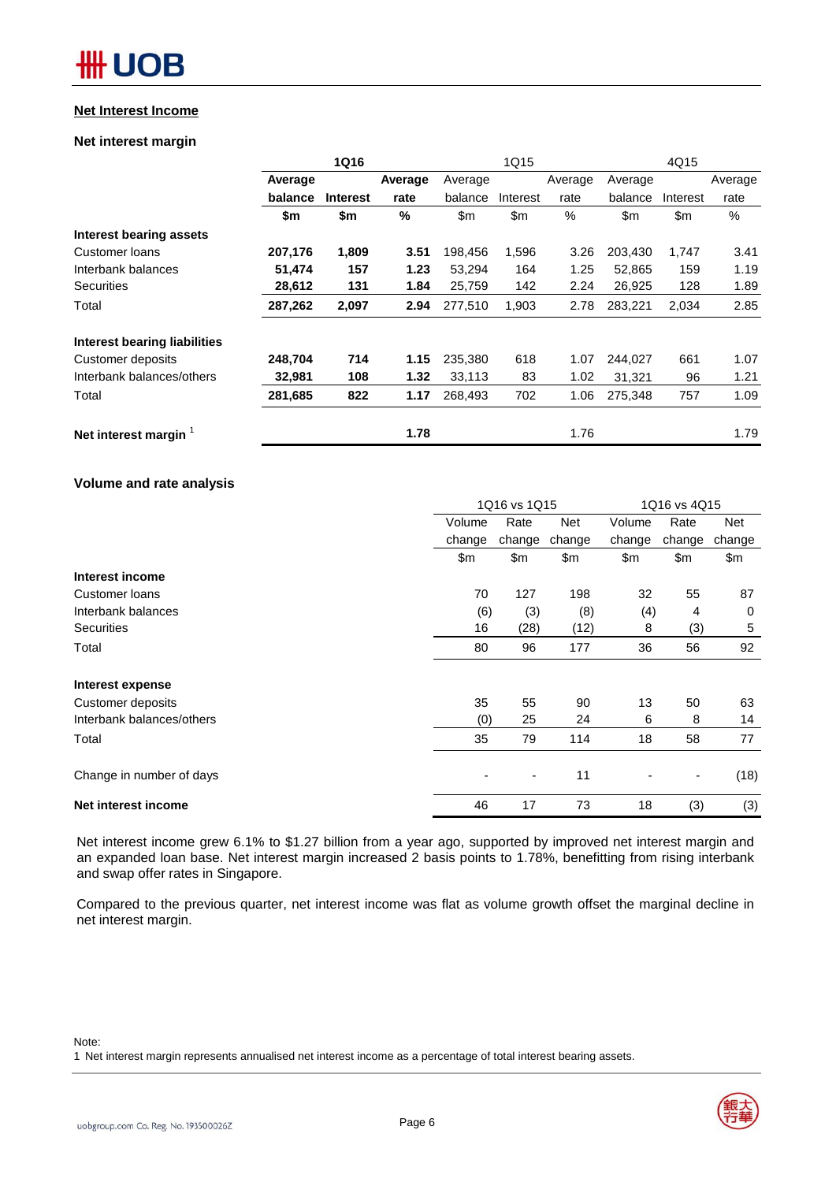## Net Interest Income

### Net interest margin

| | 1Q16 | | | 1Q15 | | | 4Q15 | | |
|---|---|---|---|---|---|---|---|---|---|
| | **Average balance** | **Interest** | **Average rate** | Average balance | Interest | Average rate | Average balance | Interest | Average rate |
| | **$m** | **$m** | **%** | $m | $m | % | $m | $m | % |
| **Interest bearing assets** | | | | | | | | | |
| Customer loans | **207,176** | **1,809** | **3.51** | 198,456 | 1,596 | 3.26 | 203,430 | 1,747 | 3.41 |
| Interbank balances | **51,474** | **157** | **1.23** | 53,294 | 164 | 1.25 | 52,865 | 159 | 1.19 |
| Securities | **28,612** | **131** | **1.84** | 25,759 | 142 | 2.24 | 26,925 | 128 | 1.89 |
| Total | **287,262** | **2,097** | **2.94** | 277,510 | 1,903 | 2.78 | 283,221 | 2,034 | 2.85 |
| | | | | | | | | | |
| **Interest bearing liabilities** | | | | | | | | | |
| Customer deposits | **248,704** | **714** | **1.15** | 235,380 | 618 | 1.07 | 244,027 | 661 | 1.07 |
| Interbank balances/others | **32,981** | **108** | **1.32** | 33,113 | 83 | 1.02 | 31,321 | 96 | 1.21 |
| Total | **281,685** | **822** | **1.17** | 268,493 | 702 | 1.06 | 275,348 | 757 | 1.09 |
| | | | | | | | | | |
| **Net interest margin** [1] | | | **1.78** | | | 1.76 | | | 1.79 |

### Volume and rate analysis

| | 1Q16 vs 1Q15 | | | 1Q16 vs 4Q15 | | |
|---|---|---|---|---|---|---|
| | Volume change | Rate change | Net change | Volume change | Rate change | Net change |
| | $m | $m | $m | $m | $m | $m |
| **Interest income** | | | | | | |
| Customer loans | 70 | 127 | 198 | 32 | 55 | 87 |
| Interbank balances | (6) | (3) | (8) | (4) | 4 | 0 |
| Securities | 16 | (28) | (12) | 8 | (3) | 5 |
| Total | 80 | 96 | 177 | 36 | 56 | 92 |
| | | | | | | |
| **Interest expense** | | | | | | |
| Customer deposits | 35 | 55 | 90 | 13 | 50 | 63 |
| Interbank balances/others | (0) | 25 | 24 | 6 | 8 | 14 |
| Total | 35 | 79 | 114 | 18 | 58 | 77 |
| | | | | | | |
| Change in number of days | - | - | 11 | - | - | (18) |
| **Net interest income** | 46 | 17 | 73 | 18 | (3) | (3) |

Net interest income grew 6.1% to $1.27 billion from a year ago, supported by improved net interest margin and an expanded loan base. Net interest margin increased 2 basis points to 1.78%, benefitting from rising interbank and swap offer rates in Singapore.

Compared to the previous quarter, net interest income was flat as volume growth offset the marginal decline in net interest margin.

Note:
1 Net interest margin represents annualised net interest income as a percentage of total interest bearing assets.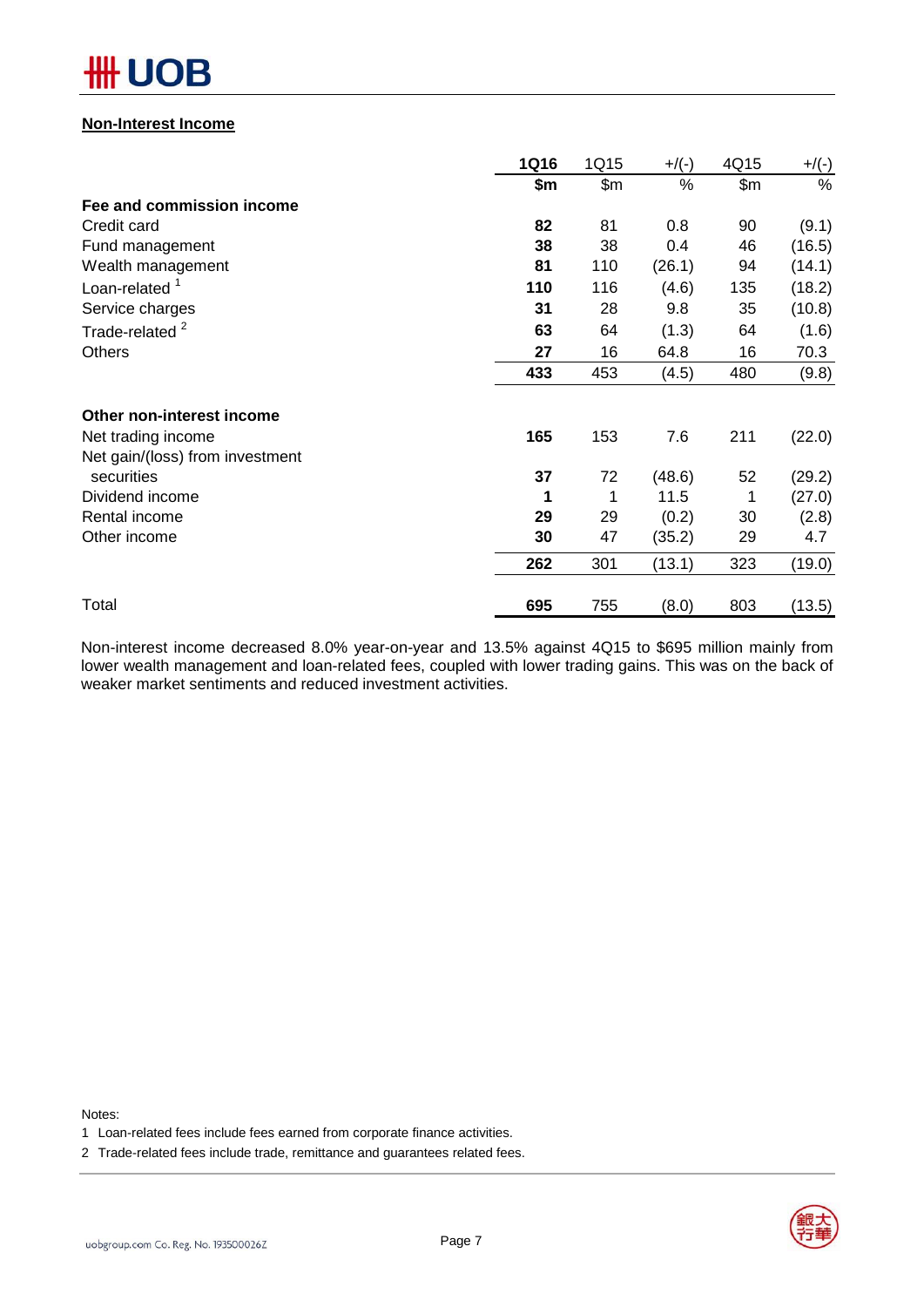**Non-Interest Income**

| | 1Q16 | 1Q15 | +/(-) | 4Q15 | +/(-) |
|---|---|---|---|---|---|
| | **$m** | $m | % | $m | % |
| **Fee and commission income** | | | | | |
| Credit card | **82** | 81 | 0.8 | 90 | (9.1) |
| Fund management | **38** | 38 | 0.4 | 46 | (16.5) |
| Wealth management | **81** | 110 | (26.1) | 94 | (14.1) |
| Loan-related [1] | **110** | 116 | (4.6) | 135 | (18.2) |
| Service charges | **31** | 28 | 9.8 | 35 | (10.8) |
| Trade-related [2] | **63** | 64 | (1.3) | 64 | (1.6) |
| Others | **27** | 16 | 64.8 | 16 | 70.3 |
| | **433** | 453 | (4.5) | 480 | (9.8) |
| **Other non-interest income** | | | | | |
| Net trading income | **165** | 153 | 7.6 | 211 | (22.0) |
| Net gain/(loss) from investment securities | **37** | 72 | (48.6) | 52 | (29.2) |
| Dividend income | **1** | 1 | 11.5 | 1 | (27.0) |
| Rental income | **29** | 29 | (0.2) | 30 | (2.8) |
| Other income | **30** | 47 | (35.2) | 29 | 4.7 |
| | **262** | 301 | (13.1) | 323 | (19.0) |
| Total | **695** | 755 | (8.0) | 803 | (13.5) |

Non-interest income decreased 8.0% year-on-year and 13.5% against 4Q15 to $695 million mainly from lower wealth management and loan-related fees, coupled with lower trading gains. This was on the back of weaker market sentiments and reduced investment activities.

Notes:

1 Loan-related fees include fees earned from corporate finance activities.

2 Trade-related fees include trade, remittance and guarantees related fees.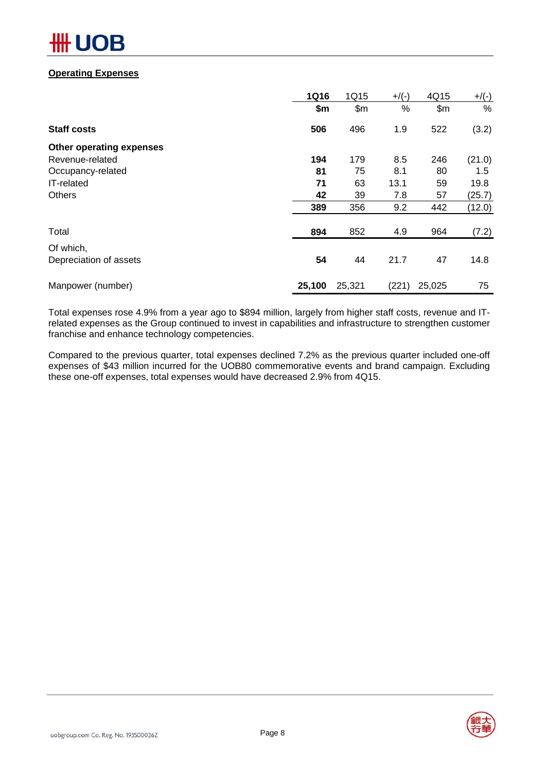## Operating Expenses

| | 1Q16 | 1Q15 | +/(-) | 4Q15 | +/(-) |
|---|---|---|---|---|---|
| | $m | $m | % | $m | % |
| **Staff costs** | **506** | 496 | 1.9 | 522 | (3.2) |
| **Other operating expenses** | | | | | |
| Revenue-related | **194** | 179 | 8.5 | 246 | (21.0) |
| Occupancy-related | **81** | 75 | 8.1 | 80 | 1.5 |
| IT-related | **71** | 63 | 13.1 | 59 | 19.8 |
| Others | **42** | 39 | 7.8 | 57 | (25.7) |
| | **389** | 356 | 9.2 | 442 | (12.0) |
| Total | **894** | 852 | 4.9 | 964 | (7.2) |
| Of which, Depreciation of assets | **54** | 44 | 21.7 | 47 | 14.8 |
| Manpower (number) | **25,100** | 25,321 | (221) | 25,025 | 75 |

Total expenses rose 4.9% from a year ago to $894 million, largely from higher staff costs, revenue and IT-related expenses as the Group continued to invest in capabilities and infrastructure to strengthen customer franchise and enhance technology competencies.

Compared to the previous quarter, total expenses declined 7.2% as the previous quarter included one-off expenses of $43 million incurred for the UOB80 commemorative events and brand campaign. Excluding these one-off expenses, total expenses would have decreased 2.9% from 4Q15.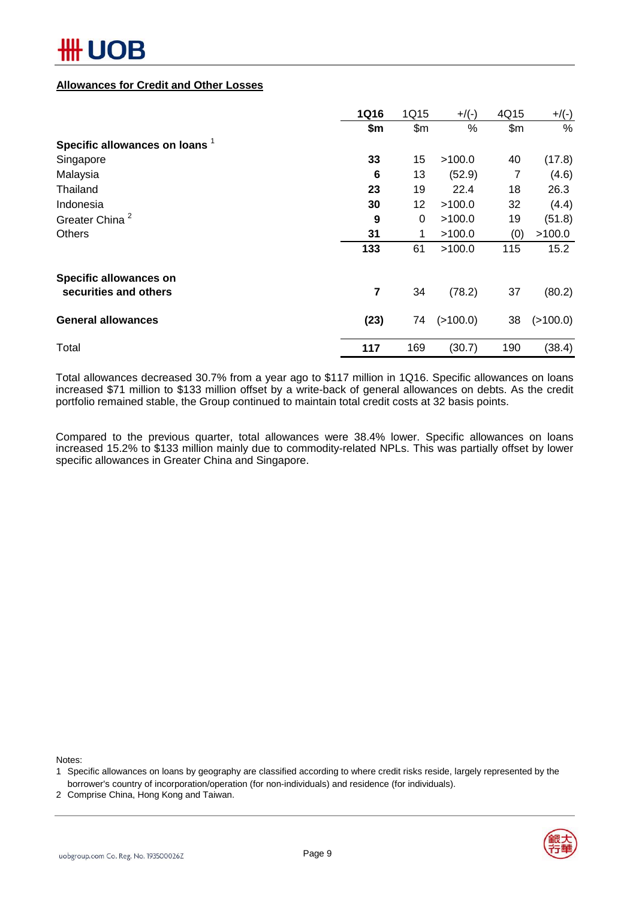## Allowances for Credit and Other Losses

| | 1Q16 | 1Q15 | +/(-) | 4Q15 | +/(-) |
|---|---|---|---|---|---|
| | $m | $m | % | $m | % |
| **Specific allowances on loans** [1] | | | | | |
| Singapore | **33** | 15 | >100.0 | 40 | (17.8) |
| Malaysia | **6** | 13 | (52.9) | 7 | (4.6) |
| Thailand | **23** | 19 | 22.4 | 18 | 26.3 |
| Indonesia | **30** | 12 | >100.0 | 32 | (4.4) |
| Greater China [2] | **9** | 0 | >100.0 | 19 | (51.8) |
| Others | **31** | 1 | >100.0 | (0) | >100.0 |
| | **133** | 61 | >100.0 | 115 | 15.2 |
| **Specific allowances on securities and others** | **7** | 34 | (78.2) | 37 | (80.2) |
| **General allowances** | **(23)** | 74 | (>100.0) | 38 | (>100.0) |
| Total | **117** | 169 | (30.7) | 190 | (38.4) |

Total allowances decreased 30.7% from a year ago to $117 million in 1Q16. Specific allowances on loans increased $71 million to $133 million offset by a write-back of general allowances on debts. As the credit portfolio remained stable, the Group continued to maintain total credit costs at 32 basis points.

Compared to the previous quarter, total allowances were 38.4% lower. Specific allowances on loans increased 15.2% to $133 million mainly due to commodity-related NPLs. This was partially offset by lower specific allowances in Greater China and Singapore.

Notes:

1 Specific allowances on loans by geography are classified according to where credit risks reside, largely represented by the borrower's country of incorporation/operation (for non-individuals) and residence (for individuals).

2 Comprise China, Hong Kong and Taiwan.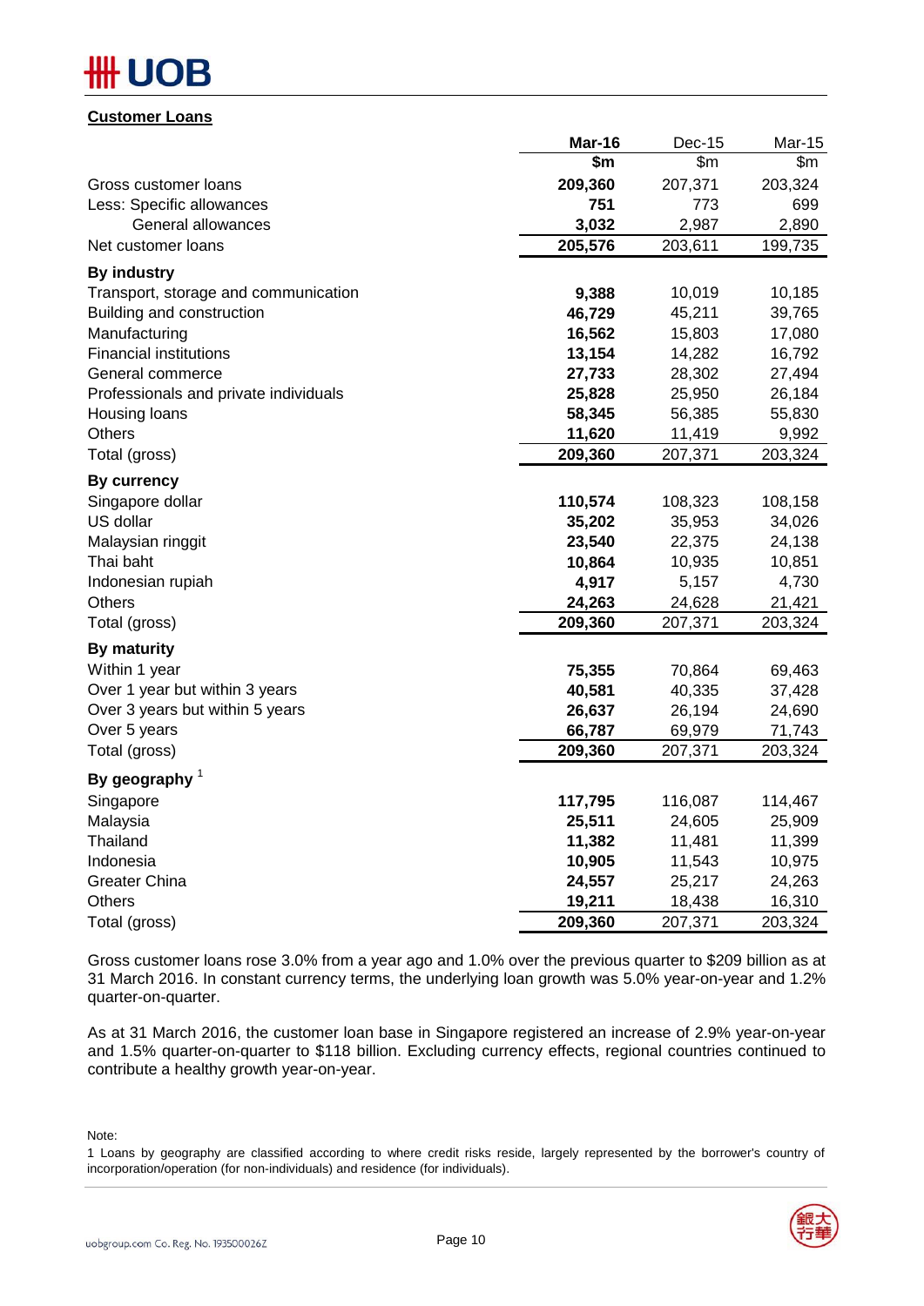**Customer Loans**

| | Mar-16 | Dec-15 | Mar-15 |
|---|---|---|---|
| | $m | $m | $m |
| Gross customer loans | 209,360 | 207,371 | 203,324 |
| Less: Specific allowances | 751 | 773 | 699 |
| General allowances | 3,032 | 2,987 | 2,890 |
| Net customer loans | 205,576 | 203,611 | 199,735 |
| **By industry** | | | |
| Transport, storage and communication | 9,388 | 10,019 | 10,185 |
| Building and construction | 46,729 | 45,211 | 39,765 |
| Manufacturing | 16,562 | 15,803 | 17,080 |
| Financial institutions | 13,154 | 14,282 | 16,792 |
| General commerce | 27,733 | 28,302 | 27,494 |
| Professionals and private individuals | 25,828 | 25,950 | 26,184 |
| Housing loans | 58,345 | 56,385 | 55,830 |
| Others | 11,620 | 11,419 | 9,992 |
| Total (gross) | 209,360 | 207,371 | 203,324 |
| **By currency** | | | |
| Singapore dollar | 110,574 | 108,323 | 108,158 |
| US dollar | 35,202 | 35,953 | 34,026 |
| Malaysian ringgit | 23,540 | 22,375 | 24,138 |
| Thai baht | 10,864 | 10,935 | 10,851 |
| Indonesian rupiah | 4,917 | 5,157 | 4,730 |
| Others | 24,263 | 24,628 | 21,421 |
| Total (gross) | 209,360 | 207,371 | 203,324 |
| **By maturity** | | | |
| Within 1 year | 75,355 | 70,864 | 69,463 |
| Over 1 year but within 3 years | 40,581 | 40,335 | 37,428 |
| Over 3 years but within 5 years | 26,637 | 26,194 | 24,690 |
| Over 5 years | 66,787 | 69,979 | 71,743 |
| Total (gross) | 209,360 | 207,371 | 203,324 |
| **By geography** [1] | | | |
| Singapore | 117,795 | 116,087 | 114,467 |
| Malaysia | 25,511 | 24,605 | 25,909 |
| Thailand | 11,382 | 11,481 | 11,399 |
| Indonesia | 10,905 | 11,543 | 10,975 |
| Greater China | 24,557 | 25,217 | 24,263 |
| Others | 19,211 | 18,438 | 16,310 |
| Total (gross) | 209,360 | 207,371 | 203,324 |

Gross customer loans rose 3.0% from a year ago and 1.0% over the previous quarter to $209 billion as at 31 March 2016. In constant currency terms, the underlying loan growth was 5.0% year-on-year and 1.2% quarter-on-quarter.

As at 31 March 2016, the customer loan base in Singapore registered an increase of 2.9% year-on-year and 1.5% quarter-on-quarter to $118 billion. Excluding currency effects, regional countries continued to contribute a healthy growth year-on-year.

Note:

1 Loans by geography are classified according to where credit risks reside, largely represented by the borrower's country of incorporation/operation (for non-individuals) and residence (for individuals).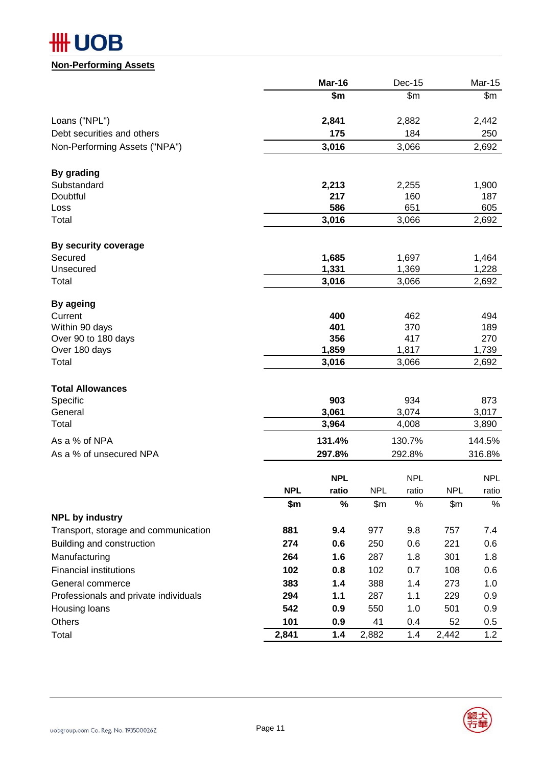## Non-Performing Assets

| | Mar-16 | Dec-15 | Mar-15 |
|---|---|---|---|
| | $m | $m | $m |
| Loans ("NPL") | **2,841** | 2,882 | 2,442 |
| Debt securities and others | **175** | 184 | 250 |
| Non-Performing Assets ("NPA") | **3,016** | 3,066 | 2,692 |
| | | | |
| **By grading** | | | |
| Substandard | **2,213** | 2,255 | 1,900 |
| Doubtful | **217** | 160 | 187 |
| Loss | **586** | 651 | 605 |
| Total | **3,016** | 3,066 | 2,692 |
| | | | |
| **By security coverage** | | | |
| Secured | **1,685** | 1,697 | 1,464 |
| Unsecured | **1,331** | 1,369 | 1,228 |
| Total | **3,016** | 3,066 | 2,692 |
| | | | |
| **By ageing** | | | |
| Current | **400** | 462 | 494 |
| Within 90 days | **401** | 370 | 189 |
| Over 90 to 180 days | **356** | 417 | 270 |
| Over 180 days | **1,859** | 1,817 | 1,739 |
| Total | **3,016** | 3,066 | 2,692 |
| | | | |
| **Total Allowances** | | | |
| Specific | **903** | 934 | 873 |
| General | **3,061** | 3,074 | 3,017 |
| Total | **3,964** | 4,008 | 3,890 |
| As a % of NPA | **131.4%** | 130.7% | 144.5% |
| As a % of unsecured NPA | **297.8%** | 292.8% | 316.8% |

| | Mar-16 NPL | Mar-16 NPL ratio | Dec-15 NPL | Dec-15 NPL ratio | Mar-15 NPL | Mar-15 NPL ratio |
|---|---|---|---|---|---|---|
| | $m | % | $m | % | $m | % |
| **NPL by industry** | | | | | | |
| Transport, storage and communication | **881** | **9.4** | 977 | 9.8 | 757 | 7.4 |
| Building and construction | **274** | **0.6** | 250 | 0.6 | 221 | 0.6 |
| Manufacturing | **264** | **1.6** | 287 | 1.8 | 301 | 1.8 |
| Financial institutions | **102** | **0.8** | 102 | 0.7 | 108 | 0.6 |
| General commerce | **383** | **1.4** | 388 | 1.4 | 273 | 1.0 |
| Professionals and private individuals | **294** | **1.1** | 287 | 1.1 | 229 | 0.9 |
| Housing loans | **542** | **0.9** | 550 | 1.0 | 501 | 0.9 |
| Others | **101** | **0.9** | 41 | 0.4 | 52 | 0.5 |
| Total | **2,841** | **1.4** | 2,882 | 1.4 | 2,442 | 1.2 |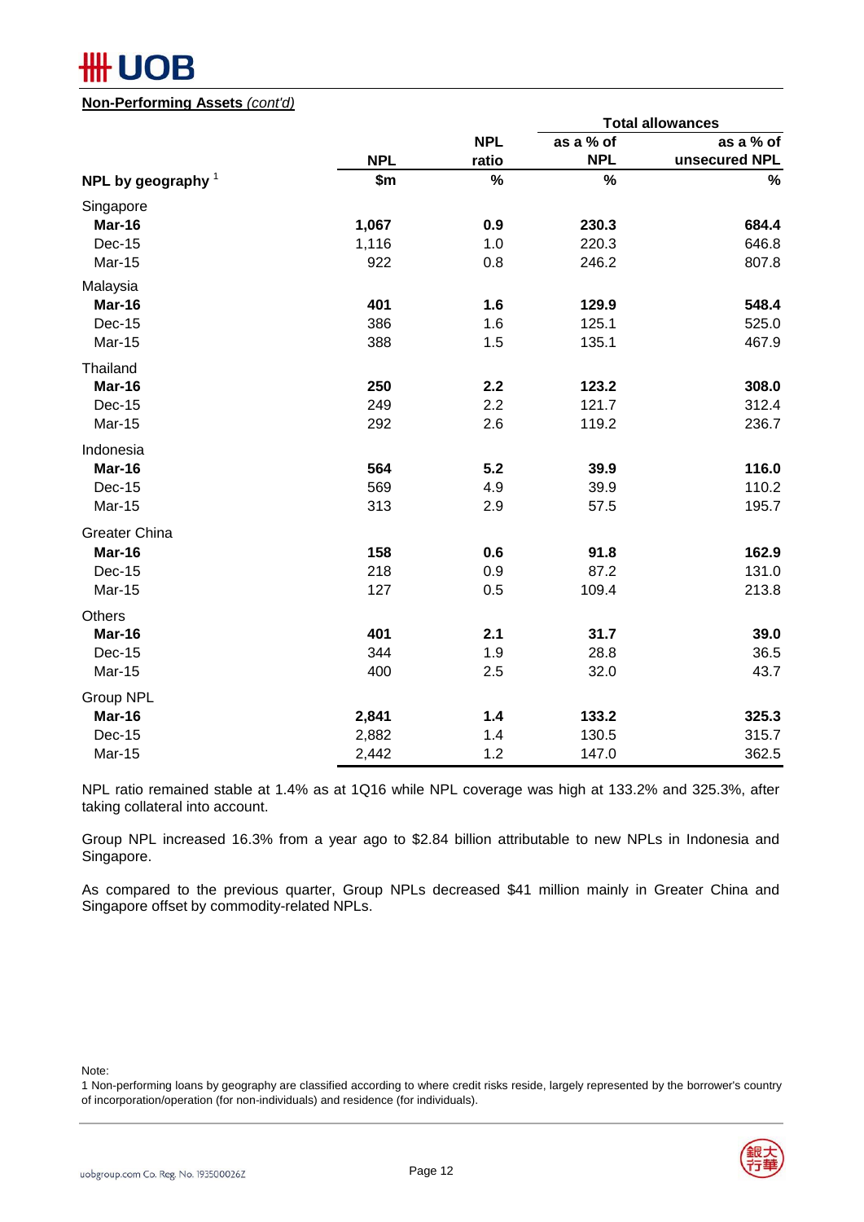**Non-Performing Assets** *(cont'd)*

| NPL by geography [1] | NPL | NPL ratio | Total allowances as a % of NPL | Total allowances as a % of unsecured NPL |
|---|---|---|---|---|
| | $m | % | % | % |
| Singapore | | | | |
| **Mar-16** | **1,067** | **0.9** | **230.3** | **684.4** |
| Dec-15 | 1,116 | 1.0 | 220.3 | 646.8 |
| Mar-15 | 922 | 0.8 | 246.2 | 807.8 |
| Malaysia | | | | |
| **Mar-16** | **401** | **1.6** | **129.9** | **548.4** |
| Dec-15 | 386 | 1.6 | 125.1 | 525.0 |
| Mar-15 | 388 | 1.5 | 135.1 | 467.9 |
| Thailand | | | | |
| **Mar-16** | **250** | **2.2** | **123.2** | **308.0** |
| Dec-15 | 249 | 2.2 | 121.7 | 312.4 |
| Mar-15 | 292 | 2.6 | 119.2 | 236.7 |
| Indonesia | | | | |
| **Mar-16** | **564** | **5.2** | **39.9** | **116.0** |
| Dec-15 | 569 | 4.9 | 39.9 | 110.2 |
| Mar-15 | 313 | 2.9 | 57.5 | 195.7 |
| Greater China | | | | |
| **Mar-16** | **158** | **0.6** | **91.8** | **162.9** |
| Dec-15 | 218 | 0.9 | 87.2 | 131.0 |
| Mar-15 | 127 | 0.5 | 109.4 | 213.8 |
| Others | | | | |
| **Mar-16** | **401** | **2.1** | **31.7** | **39.0** |
| Dec-15 | 344 | 1.9 | 28.8 | 36.5 |
| Mar-15 | 400 | 2.5 | 32.0 | 43.7 |
| Group NPL | | | | |
| **Mar-16** | **2,841** | **1.4** | **133.2** | **325.3** |
| Dec-15 | 2,882 | 1.4 | 130.5 | 315.7 |
| Mar-15 | 2,442 | 1.2 | 147.0 | 362.5 |

NPL ratio remained stable at 1.4% as at 1Q16 while NPL coverage was high at 133.2% and 325.3%, after taking collateral into account.

Group NPL increased 16.3% from a year ago to $2.84 billion attributable to new NPLs in Indonesia and Singapore.

As compared to the previous quarter, Group NPLs decreased $41 million mainly in Greater China and Singapore offset by commodity-related NPLs.

Note:
1 Non-performing loans by geography are classified according to where credit risks reside, largely represented by the borrower's country of incorporation/operation (for non-individuals) and residence (for individuals).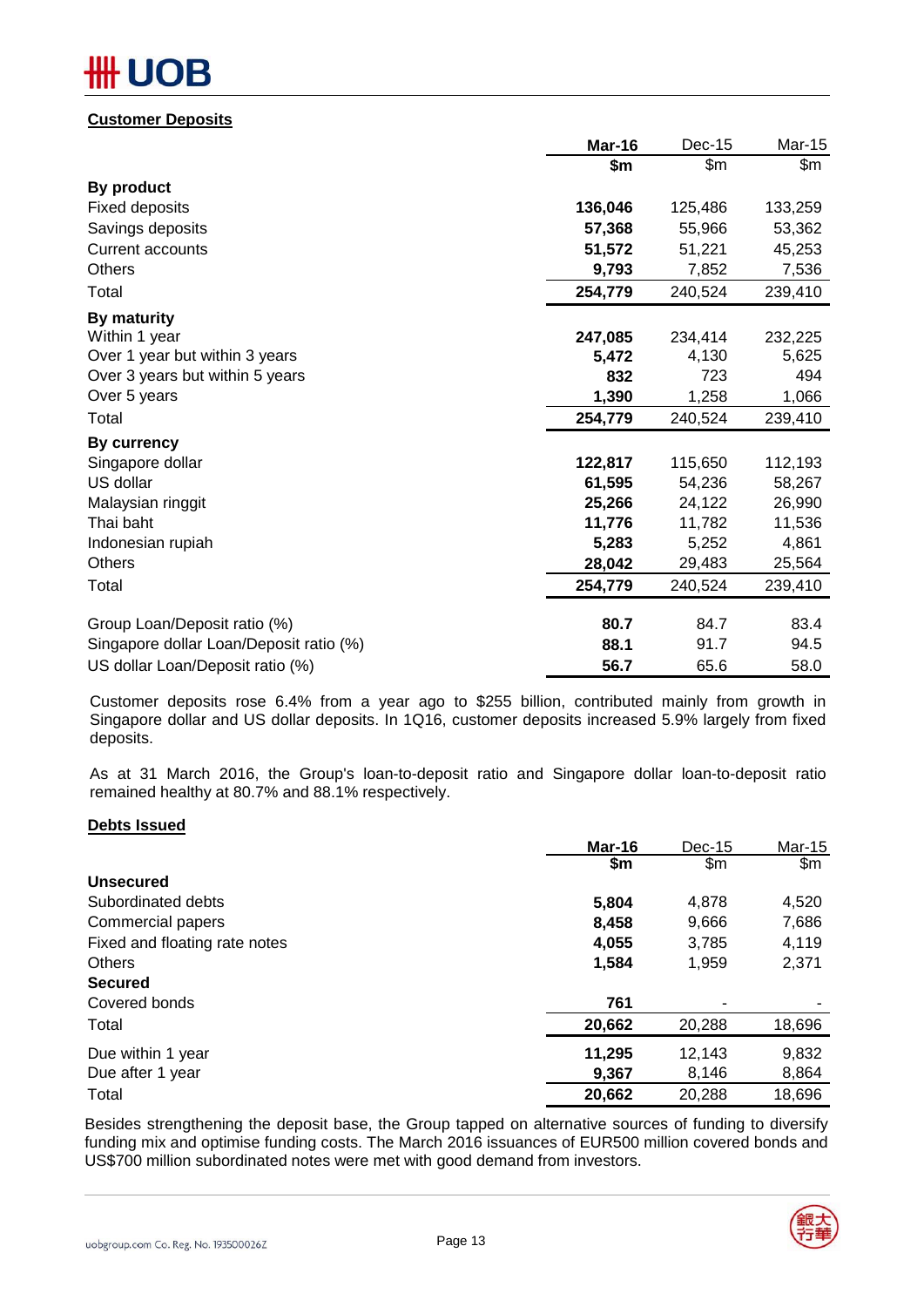## Customer Deposits

| | **Mar-16** | Dec-15 | Mar-15 |
|---|---|---|---|
| | **$m** | $m | $m |
| **By product** | | | |
| Fixed deposits | **136,046** | 125,486 | 133,259 |
| Savings deposits | **57,368** | 55,966 | 53,362 |
| Current accounts | **51,572** | 51,221 | 45,253 |
| Others | **9,793** | 7,852 | 7,536 |
| Total | **254,779** | 240,524 | 239,410 |
| **By maturity** | | | |
| Within 1 year | **247,085** | 234,414 | 232,225 |
| Over 1 year but within 3 years | **5,472** | 4,130 | 5,625 |
| Over 3 years but within 5 years | **832** | 723 | 494 |
| Over 5 years | **1,390** | 1,258 | 1,066 |
| Total | **254,779** | 240,524 | 239,410 |
| **By currency** | | | |
| Singapore dollar | **122,817** | 115,650 | 112,193 |
| US dollar | **61,595** | 54,236 | 58,267 |
| Malaysian ringgit | **25,266** | 24,122 | 26,990 |
| Thai baht | **11,776** | 11,782 | 11,536 |
| Indonesian rupiah | **5,283** | 5,252 | 4,861 |
| Others | **28,042** | 29,483 | 25,564 |
| Total | **254,779** | 240,524 | 239,410 |
| | | | |
| Group Loan/Deposit ratio (%) | **80.7** | 84.7 | 83.4 |
| Singapore dollar Loan/Deposit ratio (%) | **88.1** | 91.7 | 94.5 |
| US dollar Loan/Deposit ratio (%) | **56.7** | 65.6 | 58.0 |

Customer deposits rose 6.4% from a year ago to $255 billion, contributed mainly from growth in Singapore dollar and US dollar deposits. In 1Q16, customer deposits increased 5.9% largely from fixed deposits.

As at 31 March 2016, the Group's loan-to-deposit ratio and Singapore dollar loan-to-deposit ratio remained healthy at 80.7% and 88.1% respectively.

## Debts Issued

| | **Mar-16** | Dec-15 | Mar-15 |
|---|---|---|---|
| | **$m** | $m | $m |
| **Unsecured** | | | |
| Subordinated debts | **5,804** | 4,878 | 4,520 |
| Commercial papers | **8,458** | 9,666 | 7,686 |
| Fixed and floating rate notes | **4,055** | 3,785 | 4,119 |
| Others | **1,584** | 1,959 | 2,371 |
| **Secured** | | | |
| Covered bonds | **761** | - | - |
| Total | **20,662** | 20,288 | 18,696 |
| | | | |
| Due within 1 year | **11,295** | 12,143 | 9,832 |
| Due after 1 year | **9,367** | 8,146 | 8,864 |
| Total | **20,662** | 20,288 | 18,696 |

Besides strengthening the deposit base, the Group tapped on alternative sources of funding to diversify funding mix and optimise funding costs. The March 2016 issuances of EUR500 million covered bonds and US$700 million subordinated notes were met with good demand from investors.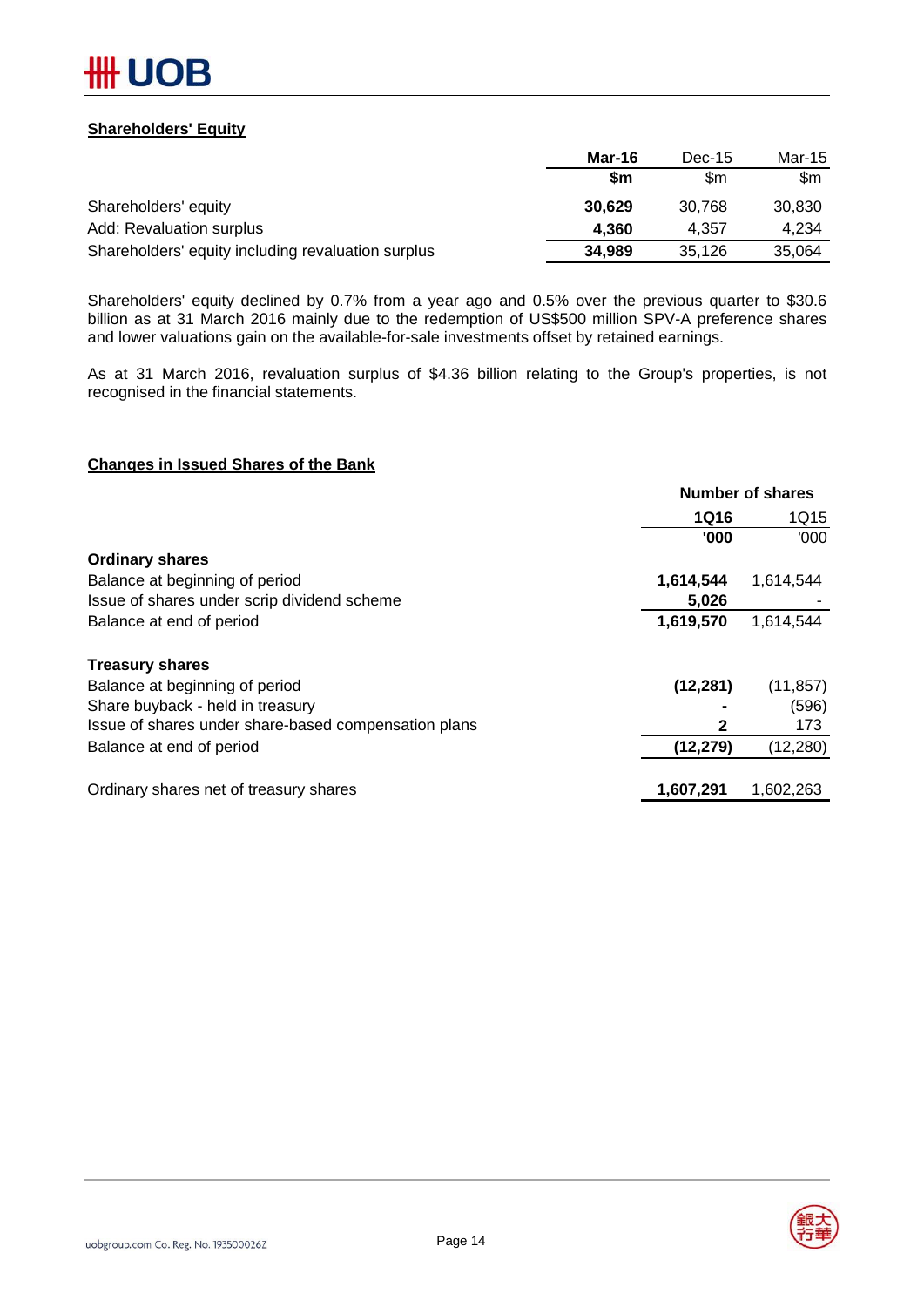**Shareholders' Equity**

| | Mar-16 | Dec-15 | Mar-15 |
|---|---|---|---|
| | $m | $m | $m |
| Shareholders' equity | **30,629** | 30,768 | 30,830 |
| Add: Revaluation surplus | **4,360** | 4,357 | 4,234 |
| Shareholders' equity including revaluation surplus | **34,989** | 35,126 | 35,064 |

Shareholders' equity declined by 0.7% from a year ago and 0.5% over the previous quarter to $30.6 billion as at 31 March 2016 mainly due to the redemption of US$500 million SPV-A preference shares and lower valuations gain on the available-for-sale investments offset by retained earnings.

As at 31 March 2016, revaluation surplus of $4.36 billion relating to the Group's properties, is not recognised in the financial statements.

**Changes in Issued Shares of the Bank**

| | Number of shares | |
|---|---|---|
| | 1Q16 | 1Q15 |
| | '000 | '000 |
| **Ordinary shares** | | |
| Balance at beginning of period | **1,614,544** | 1,614,544 |
| Issue of shares under scrip dividend scheme | **5,026** | - |
| Balance at end of period | **1,619,570** | 1,614,544 |
| | | |
| **Treasury shares** | | |
| Balance at beginning of period | **(12,281)** | (11,857) |
| Share buyback - held in treasury | **-** | (596) |
| Issue of shares under share-based compensation plans | **2** | 173 |
| Balance at end of period | **(12,279)** | (12,280) |
| | | |
| Ordinary shares net of treasury shares | **1,607,291** | 1,602,263 |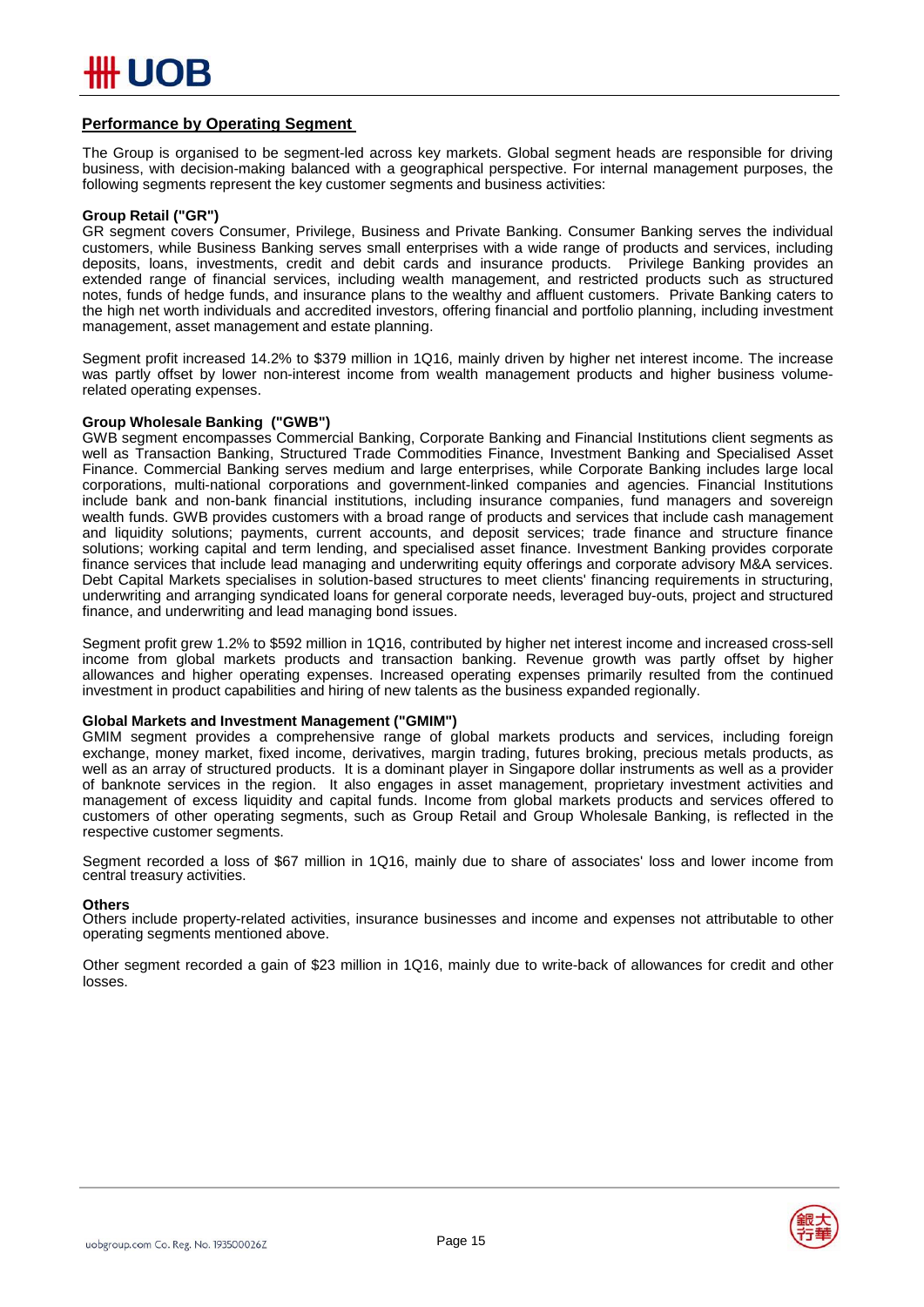## Performance by Operating Segment

The Group is organised to be segment-led across key markets. Global segment heads are responsible for driving business, with decision-making balanced with a geographical perspective. For internal management purposes, the following segments represent the key customer segments and business activities:

### Group Retail ("GR")

GR segment covers Consumer, Privilege, Business and Private Banking. Consumer Banking serves the individual customers, while Business Banking serves small enterprises with a wide range of products and services, including deposits, loans, investments, credit and debit cards and insurance products. Privilege Banking provides an extended range of financial services, including wealth management, and restricted products such as structured notes, funds of hedge funds, and insurance plans to the wealthy and affluent customers. Private Banking caters to the high net worth individuals and accredited investors, offering financial and portfolio planning, including investment management, asset management and estate planning.

Segment profit increased 14.2% to $379 million in 1Q16, mainly driven by higher net interest income. The increase was partly offset by lower non-interest income from wealth management products and higher business volume-related operating expenses.

### Group Wholesale Banking ("GWB")

GWB segment encompasses Commercial Banking, Corporate Banking and Financial Institutions client segments as well as Transaction Banking, Structured Trade Commodities Finance, Investment Banking and Specialised Asset Finance. Commercial Banking serves medium and large enterprises, while Corporate Banking includes large local corporations, multi-national corporations and government-linked companies and agencies. Financial Institutions include bank and non-bank financial institutions, including insurance companies, fund managers and sovereign wealth funds. GWB provides customers with a broad range of products and services that include cash management and liquidity solutions; payments, current accounts, and deposit services; trade finance and structure finance solutions; working capital and term lending, and specialised asset finance. Investment Banking provides corporate finance services that include lead managing and underwriting equity offerings and corporate advisory M&A services. Debt Capital Markets specialises in solution-based structures to meet clients' financing requirements in structuring, underwriting and arranging syndicated loans for general corporate needs, leveraged buy-outs, project and structured finance, and underwriting and lead managing bond issues.

Segment profit grew 1.2% to $592 million in 1Q16, contributed by higher net interest income and increased cross-sell income from global markets products and transaction banking. Revenue growth was partly offset by higher allowances and higher operating expenses. Increased operating expenses primarily resulted from the continued investment in product capabilities and hiring of new talents as the business expanded regionally.

### Global Markets and Investment Management ("GMIM")

GMIM segment provides a comprehensive range of global markets products and services, including foreign exchange, money market, fixed income, derivatives, margin trading, futures broking, precious metals products, as well as an array of structured products. It is a dominant player in Singapore dollar instruments as well as a provider of banknote services in the region. It also engages in asset management, proprietary investment activities and management of excess liquidity and capital funds. Income from global markets products and services offered to customers of other operating segments, such as Group Retail and Group Wholesale Banking, is reflected in the respective customer segments.

Segment recorded a loss of $67 million in 1Q16, mainly due to share of associates' loss and lower income from central treasury activities.

### Others

Others include property-related activities, insurance businesses and income and expenses not attributable to other operating segments mentioned above.

Other segment recorded a gain of $23 million in 1Q16, mainly due to write-back of allowances for credit and other losses.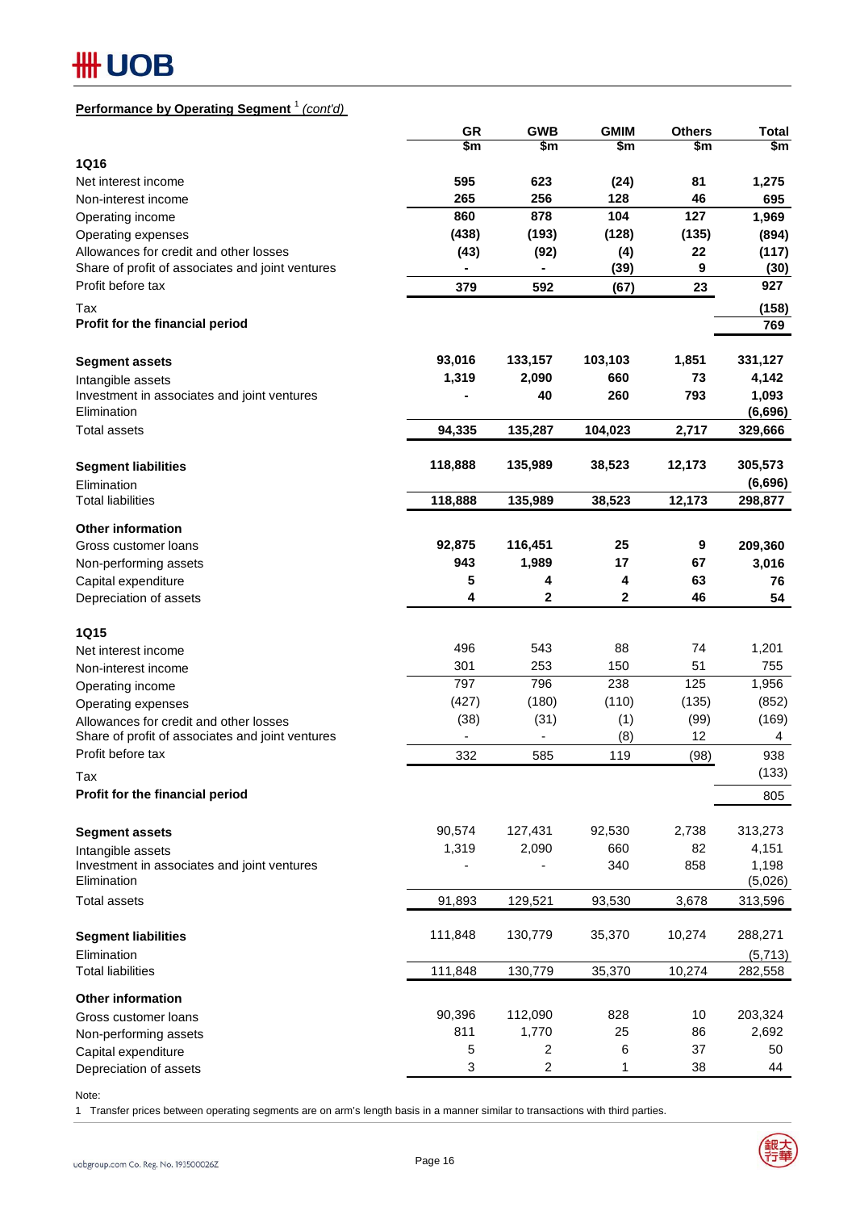**Performance by Operating Segment** [1] *(cont'd)*

| | GR | GWB | GMIM | Others | Total |
|---|---|---|---|---|---|
| | $m | $m | $m | $m | $m |
| **1Q16** | | | | | |
| Net interest income | **595** | **623** | **(24)** | **81** | **1,275** |
| Non-interest income | **265** | **256** | **128** | **46** | **695** |
| Operating income | **860** | **878** | **104** | **127** | **1,969** |
| Operating expenses | **(438)** | **(193)** | **(128)** | **(135)** | **(894)** |
| Allowances for credit and other losses | **(43)** | **(92)** | **(4)** | **22** | **(117)** |
| Share of profit of associates and joint ventures | **-** | **-** | **(39)** | **9** | **(30)** |
| Profit before tax | **379** | **592** | **(67)** | **23** | **927** |
| Tax | | | | | **(158)** |
| **Profit for the financial period** | | | | | **769** |
| | | | | | |
| **Segment assets** | **93,016** | **133,157** | **103,103** | **1,851** | **331,127** |
| Intangible assets | **1,319** | **2,090** | **660** | **73** | **4,142** |
| Investment in associates and joint ventures | **-** | **40** | **260** | **793** | **1,093** |
| Elimination | | | | | **(6,696)** |
| Total assets | **94,335** | **135,287** | **104,023** | **2,717** | **329,666** |
| | | | | | |
| **Segment liabilities** | **118,888** | **135,989** | **38,523** | **12,173** | **305,573** |
| Elimination | | | | | **(6,696)** |
| Total liabilities | **118,888** | **135,989** | **38,523** | **12,173** | **298,877** |
| | | | | | |
| **Other information** | | | | | |
| Gross customer loans | **92,875** | **116,451** | **25** | **9** | **209,360** |
| Non-performing assets | **943** | **1,989** | **17** | **67** | **3,016** |
| Capital expenditure | **5** | **4** | **4** | **63** | **76** |
| Depreciation of assets | **4** | **2** | **2** | **46** | **54** |
| | | | | | |
| **1Q15** | | | | | |
| Net interest income | 496 | 543 | 88 | 74 | 1,201 |
| Non-interest income | 301 | 253 | 150 | 51 | 755 |
| Operating income | 797 | 796 | 238 | 125 | 1,956 |
| Operating expenses | (427) | (180) | (110) | (135) | (852) |
| Allowances for credit and other losses | (38) | (31) | (1) | (99) | (169) |
| Share of profit of associates and joint ventures | - | - | (8) | 12 | 4 |
| Profit before tax | 332 | 585 | 119 | (98) | 938 |
| Tax | | | | | (133) |
| **Profit for the financial period** | | | | | 805 |
| | | | | | |
| **Segment assets** | 90,574 | 127,431 | 92,530 | 2,738 | 313,273 |
| Intangible assets | 1,319 | 2,090 | 660 | 82 | 4,151 |
| Investment in associates and joint ventures | - | - | 340 | 858 | 1,198 |
| Elimination | | | | | (5,026) |
| Total assets | 91,893 | 129,521 | 93,530 | 3,678 | 313,596 |
| | | | | | |
| **Segment liabilities** | 111,848 | 130,779 | 35,370 | 10,274 | 288,271 |
| Elimination | | | | | (5,713) |
| Total liabilities | 111,848 | 130,779 | 35,370 | 10,274 | 282,558 |
| | | | | | |
| **Other information** | | | | | |
| Gross customer loans | 90,396 | 112,090 | 828 | 10 | 203,324 |
| Non-performing assets | 811 | 1,770 | 25 | 86 | 2,692 |
| Capital expenditure | 5 | 2 | 6 | 37 | 50 |
| Depreciation of assets | 3 | 2 | 1 | 38 | 44 |

Note:
1 Transfer prices between operating segments are on arm's length basis in a manner similar to transactions with third parties.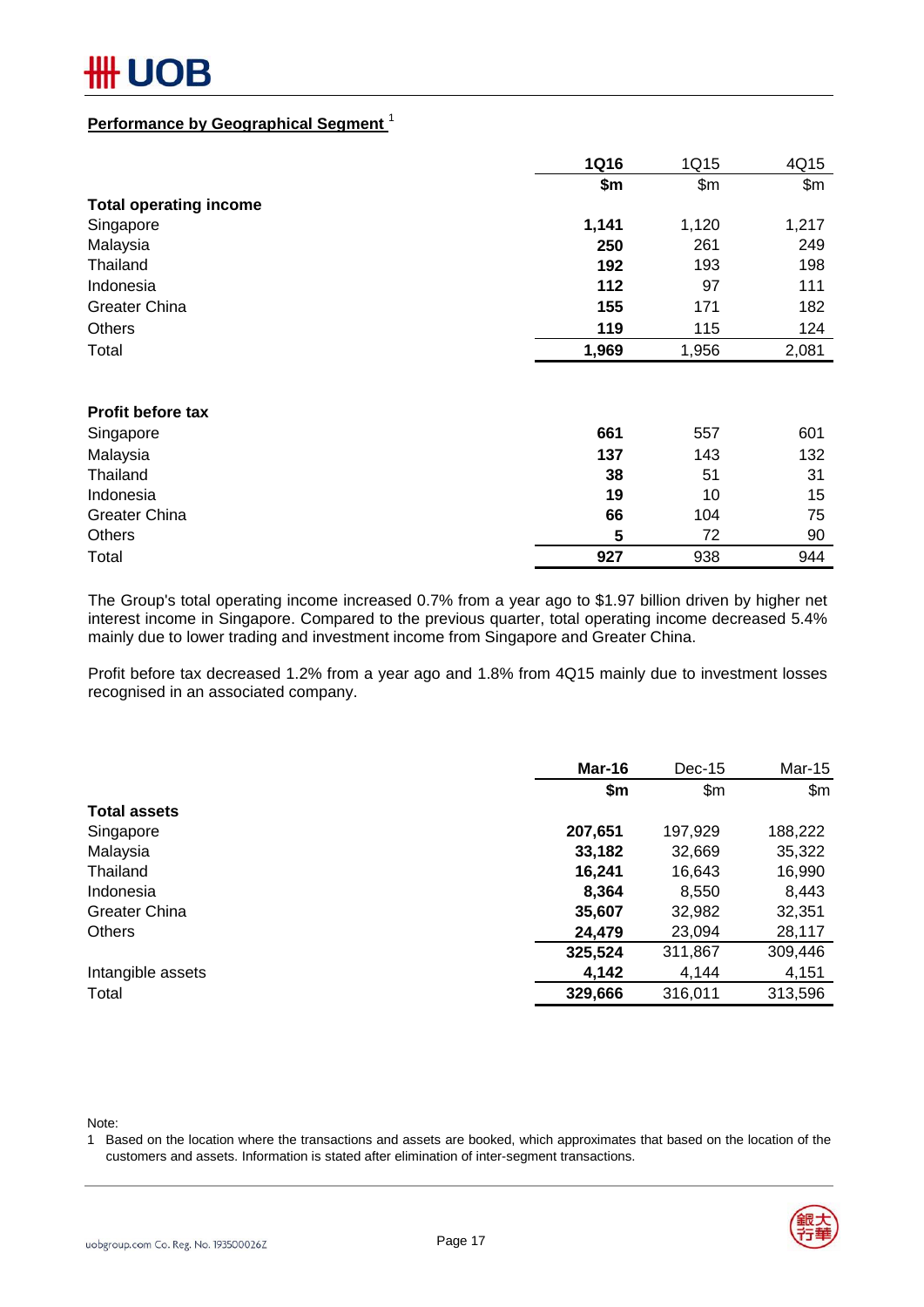## Performance by Geographical Segment [1]

| | 1Q16 | 1Q15 | 4Q15 |
|---|---|---|---|
| | **$m** | $m | $m |
| **Total operating income** | | | |
| Singapore | **1,141** | 1,120 | 1,217 |
| Malaysia | **250** | 261 | 249 |
| Thailand | **192** | 193 | 198 |
| Indonesia | **112** | 97 | 111 |
| Greater China | **155** | 171 | 182 |
| Others | **119** | 115 | 124 |
| Total | **1,969** | 1,956 | 2,081 |
| | | | |
| **Profit before tax** | | | |
| Singapore | **661** | 557 | 601 |
| Malaysia | **137** | 143 | 132 |
| Thailand | **38** | 51 | 31 |
| Indonesia | **19** | 10 | 15 |
| Greater China | **66** | 104 | 75 |
| Others | **5** | 72 | 90 |
| Total | **927** | 938 | 944 |

The Group's total operating income increased 0.7% from a year ago to $1.97 billion driven by higher net interest income in Singapore. Compared to the previous quarter, total operating income decreased 5.4% mainly due to lower trading and investment income from Singapore and Greater China.

Profit before tax decreased 1.2% from a year ago and 1.8% from 4Q15 mainly due to investment losses recognised in an associated company.

| | Mar-16 | Dec-15 | Mar-15 |
|---|---|---|---|
| | **$m** | $m | $m |
| **Total assets** | | | |
| Singapore | **207,651** | 197,929 | 188,222 |
| Malaysia | **33,182** | 32,669 | 35,322 |
| Thailand | **16,241** | 16,643 | 16,990 |
| Indonesia | **8,364** | 8,550 | 8,443 |
| Greater China | **35,607** | 32,982 | 32,351 |
| Others | **24,479** | 23,094 | 28,117 |
| | **325,524** | 311,867 | 309,446 |
| Intangible assets | **4,142** | 4,144 | 4,151 |
| Total | **329,666** | 316,011 | 313,596 |

Note:

1 Based on the location where the transactions and assets are booked, which approximates that based on the location of the customers and assets. Information is stated after elimination of inter-segment transactions.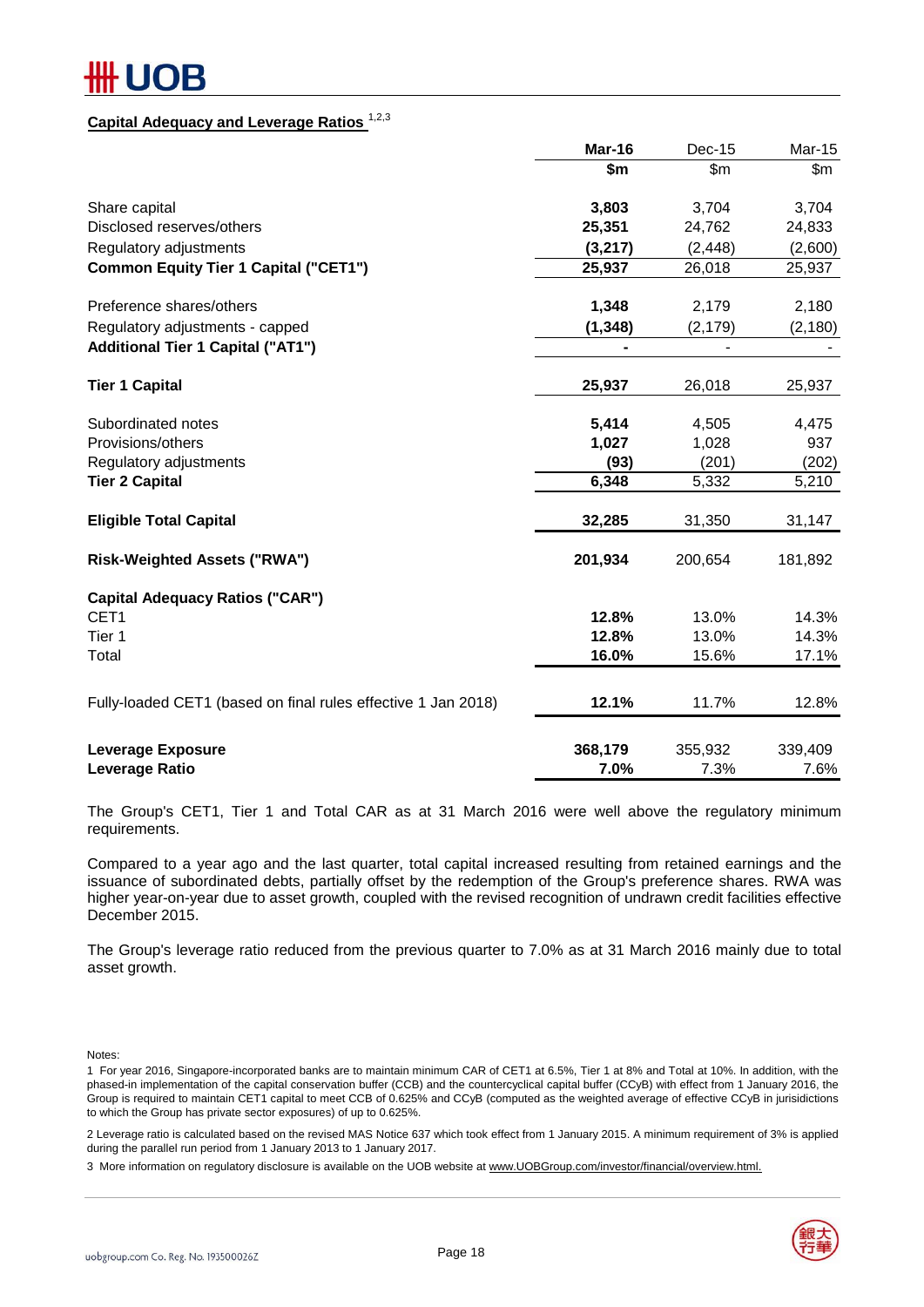## Capital Adequacy and Leverage Ratios [1,2,3]

| | Mar-16 | Dec-15 | Mar-15 |
|---|---|---|---|
| | $m | $m | $m |
| Share capital | 3,803 | 3,704 | 3,704 |
| Disclosed reserves/others | 25,351 | 24,762 | 24,833 |
| Regulatory adjustments | (3,217) | (2,448) | (2,600) |
| **Common Equity Tier 1 Capital ("CET1")** | 25,937 | 26,018 | 25,937 |
| Preference shares/others | 1,348 | 2,179 | 2,180 |
| Regulatory adjustments - capped | (1,348) | (2,179) | (2,180) |
| **Additional Tier 1 Capital ("AT1")** | - | - | - |
| **Tier 1 Capital** | 25,937 | 26,018 | 25,937 |
| Subordinated notes | 5,414 | 4,505 | 4,475 |
| Provisions/others | 1,027 | 1,028 | 937 |
| Regulatory adjustments | (93) | (201) | (202) |
| **Tier 2 Capital** | 6,348 | 5,332 | 5,210 |
| **Eligible Total Capital** | 32,285 | 31,350 | 31,147 |
| **Risk-Weighted Assets ("RWA")** | 201,934 | 200,654 | 181,892 |
| **Capital Adequacy Ratios ("CAR")** | | | |
| CET1 | 12.8% | 13.0% | 14.3% |
| Tier 1 | 12.8% | 13.0% | 14.3% |
| Total | 16.0% | 15.6% | 17.1% |
| Fully-loaded CET1 (based on final rules effective 1 Jan 2018) | 12.1% | 11.7% | 12.8% |
| **Leverage Exposure** | 368,179 | 355,932 | 339,409 |
| **Leverage Ratio** | 7.0% | 7.3% | 7.6% |

The Group's CET1, Tier 1 and Total CAR as at 31 March 2016 were well above the regulatory minimum requirements.

Compared to a year ago and the last quarter, total capital increased resulting from retained earnings and the issuance of subordinated debts, partially offset by the redemption of the Group's preference shares. RWA was higher year-on-year due to asset growth, coupled with the revised recognition of undrawn credit facilities effective December 2015.

The Group's leverage ratio reduced from the previous quarter to 7.0% as at 31 March 2016 mainly due to total asset growth.

Notes:

1 For year 2016, Singapore-incorporated banks are to maintain minimum CAR of CET1 at 6.5%, Tier 1 at 8% and Total at 10%. In addition, with the phased-in implementation of the capital conservation buffer (CCB) and the countercyclical capital buffer (CCyB) with effect from 1 January 2016, the Group is required to maintain CET1 capital to meet CCB of 0.625% and CCyB (computed as the weighted average of effective CCyB in jurisdictions to which the Group has private sector exposures) of up to 0.625%.

2 Leverage ratio is calculated based on the revised MAS Notice 637 which took effect from 1 January 2015. A minimum requirement of 3% is applied during the parallel run period from 1 January 2013 to 1 January 2017.

3 More information on regulatory disclosure is available on the UOB website at www.UOBGroup.com/investor/financial/overview.html.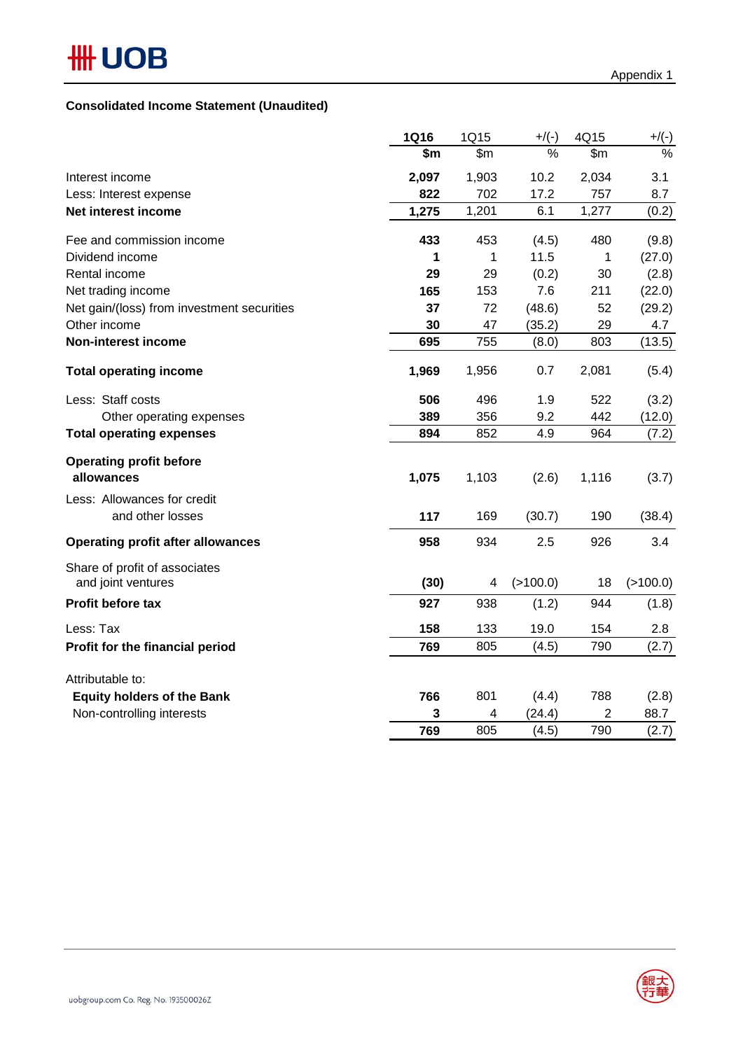Appendix 1

**Consolidated Income Statement (Unaudited)**

| | **1Q16** | 1Q15 | +/(-) | 4Q15 | +/(-) |
|---|---|---|---|---|---|
| | **$m** | $m | % | $m | % |
| Interest income | **2,097** | 1,903 | 10.2 | 2,034 | 3.1 |
| Less: Interest expense | **822** | 702 | 17.2 | 757 | 8.7 |
| **Net interest income** | **1,275** | 1,201 | 6.1 | 1,277 | (0.2) |
| Fee and commission income | **433** | 453 | (4.5) | 480 | (9.8) |
| Dividend income | **1** | 1 | 11.5 | 1 | (27.0) |
| Rental income | **29** | 29 | (0.2) | 30 | (2.8) |
| Net trading income | **165** | 153 | 7.6 | 211 | (22.0) |
| Net gain/(loss) from investment securities | **37** | 72 | (48.6) | 52 | (29.2) |
| Other income | **30** | 47 | (35.2) | 29 | 4.7 |
| **Non-interest income** | **695** | 755 | (8.0) | 803 | (13.5) |
| **Total operating income** | **1,969** | 1,956 | 0.7 | 2,081 | (5.4) |
| Less: Staff costs | **506** | 496 | 1.9 | 522 | (3.2) |
| Other operating expenses | **389** | 356 | 9.2 | 442 | (12.0) |
| **Total operating expenses** | **894** | 852 | 4.9 | 964 | (7.2) |
| **Operating profit before allowances** | **1,075** | 1,103 | (2.6) | 1,116 | (3.7) |
| Less: Allowances for credit and other losses | **117** | 169 | (30.7) | 190 | (38.4) |
| **Operating profit after allowances** | **958** | 934 | 2.5 | 926 | 3.4 |
| Share of profit of associates and joint ventures | **(30)** | 4 | (>100.0) | 18 | (>100.0) |
| **Profit before tax** | **927** | 938 | (1.2) | 944 | (1.8) |
| Less: Tax | **158** | 133 | 19.0 | 154 | 2.8 |
| **Profit for the financial period** | **769** | 805 | (4.5) | 790 | (2.7) |
| Attributable to: | | | | | |
| **Equity holders of the Bank** | **766** | 801 | (4.4) | 788 | (2.8) |
| Non-controlling interests | **3** | 4 | (24.4) | 2 | 88.7 |
| | **769** | 805 | (4.5) | 790 | (2.7) |

uobgroup.com Co. Reg. No. 193500026Z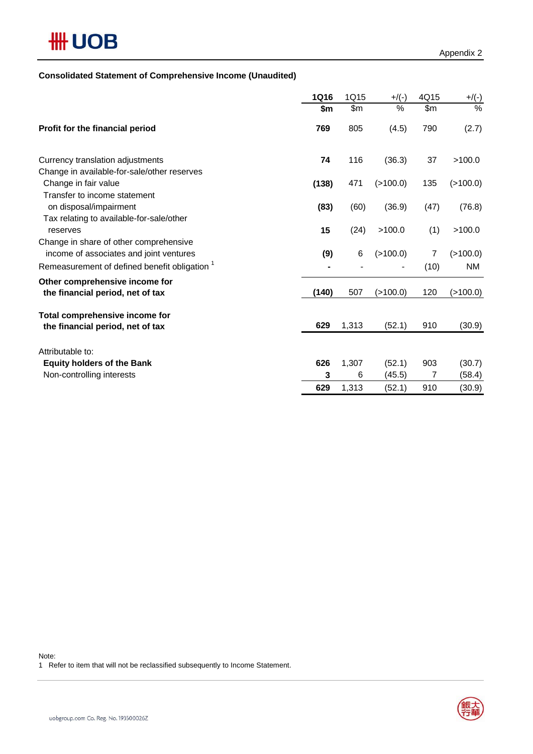Appendix 2

**Consolidated Statement of Comprehensive Income (Unaudited)**

| | **1Q16** | 1Q15 | +/(-) | 4Q15 | +/(-) |
|---|---|---|---|---|---|
| | **$m** | $m | % | $m | % |
| **Profit for the financial period** | **769** | 805 | (4.5) | 790 | (2.7) |
| Currency translation adjustments | **74** | 116 | (36.3) | 37 | >100.0 |
| Change in available-for-sale/other reserves | | | | | |
| Change in fair value | **(138)** | 471 | (>100.0) | 135 | (>100.0) |
| Transfer to income statement on disposal/impairment | **(83)** | (60) | (36.9) | (47) | (76.8) |
| Tax relating to available-for-sale/other reserves | **15** | (24) | >100.0 | (1) | >100.0 |
| Change in share of other comprehensive income of associates and joint ventures | **(9)** | 6 | (>100.0) | 7 | (>100.0) |
| Remeasurement of defined benefit obligation [1] | **-** | - | - | (10) | NM |
| **Other comprehensive income for the financial period, net of tax** | **(140)** | 507 | (>100.0) | 120 | (>100.0) |
| **Total comprehensive income for the financial period, net of tax** | **629** | 1,313 | (52.1) | 910 | (30.9) |
| Attributable to: | | | | | |
| **Equity holders of the Bank** | **626** | 1,307 | (52.1) | 903 | (30.7) |
| Non-controlling interests | **3** | 6 | (45.5) | 7 | (58.4) |
| | **629** | 1,313 | (52.1) | 910 | (30.9) |

Note:
1 Refer to item that will not be reclassified subsequently to Income Statement.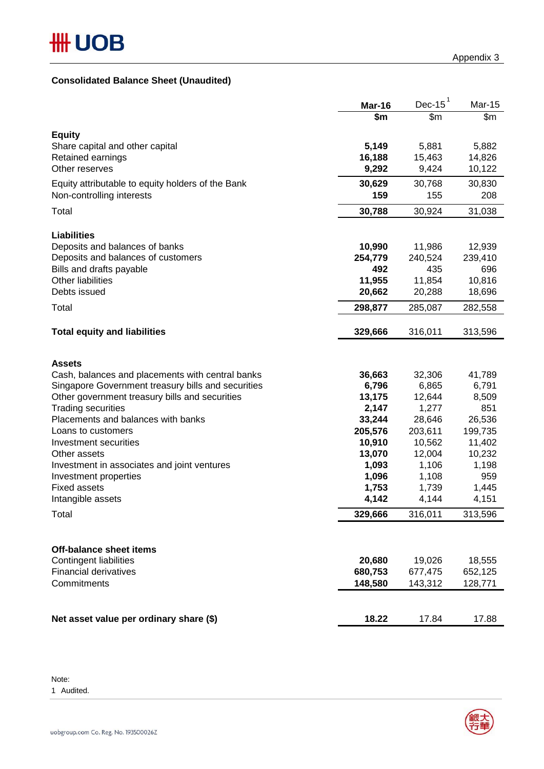Appendix 3

## Consolidated Balance Sheet (Unaudited)

| | **Mar-16** | Dec-15[1] | Mar-15 |
|---|---|---|---|
| | **$m** | $m | $m |
| **Equity** | | | |
| Share capital and other capital | **5,149** | 5,881 | 5,882 |
| Retained earnings | **16,188** | 15,463 | 14,826 |
| Other reserves | **9,292** | 9,424 | 10,122 |
| Equity attributable to equity holders of the Bank | **30,629** | 30,768 | 30,830 |
| Non-controlling interests | **159** | 155 | 208 |
| Total | **30,788** | 30,924 | 31,038 |
| **Liabilities** | | | |
| Deposits and balances of banks | **10,990** | 11,986 | 12,939 |
| Deposits and balances of customers | **254,779** | 240,524 | 239,410 |
| Bills and drafts payable | **492** | 435 | 696 |
| Other liabilities | **11,955** | 11,854 | 10,816 |
| Debts issued | **20,662** | 20,288 | 18,696 |
| Total | **298,877** | 285,087 | 282,558 |
| **Total equity and liabilities** | **329,666** | 316,011 | 313,596 |
| **Assets** | | | |
| Cash, balances and placements with central banks | **36,663** | 32,306 | 41,789 |
| Singapore Government treasury bills and securities | **6,796** | 6,865 | 6,791 |
| Other government treasury bills and securities | **13,175** | 12,644 | 8,509 |
| Trading securities | **2,147** | 1,277 | 851 |
| Placements and balances with banks | **33,244** | 28,646 | 26,536 |
| Loans to customers | **205,576** | 203,611 | 199,735 |
| Investment securities | **10,910** | 10,562 | 11,402 |
| Other assets | **13,070** | 12,004 | 10,232 |
| Investment in associates and joint ventures | **1,093** | 1,106 | 1,198 |
| Investment properties | **1,096** | 1,108 | 959 |
| Fixed assets | **1,753** | 1,739 | 1,445 |
| Intangible assets | **4,142** | 4,144 | 4,151 |
| Total | **329,666** | 316,011 | 313,596 |
| **Off-balance sheet items** | | | |
| Contingent liabilities | **20,680** | 19,026 | 18,555 |
| Financial derivatives | **680,753** | 677,475 | 652,125 |
| Commitments | **148,580** | 143,312 | 128,771 |
| **Net asset value per ordinary share ($)** | **18.22** | 17.84 | 17.88 |

Note:
1 Audited.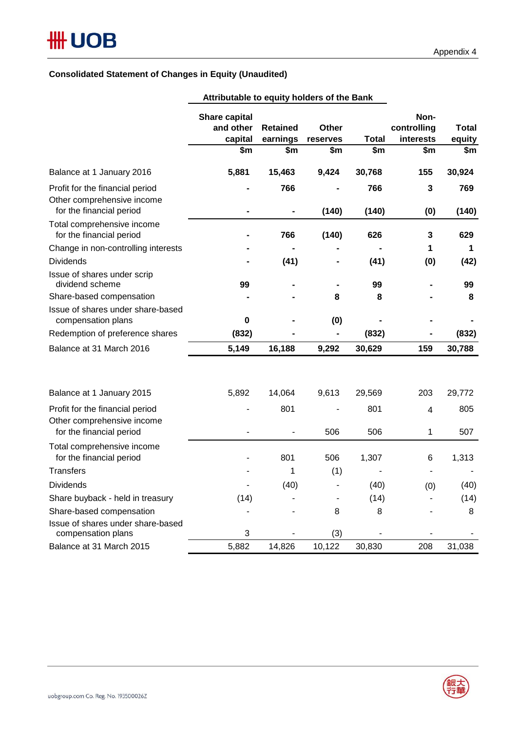Appendix 4

**Consolidated Statement of Changes in Equity (Unaudited)**

| | Attributable to equity holders of the Bank | | | | | |
|---|---|---|---|---|---|---|
| | Share capital and other capital | Retained earnings | Other reserves | Total | Non-controlling interests | Total equity |
| | $m | $m | $m | $m | $m | $m |
| **Balance at 1 January 2016** | **5,881** | **15,463** | **9,424** | **30,768** | **155** | **30,924** |
| Profit for the financial period | **-** | **766** | **-** | **766** | **3** | **769** |
| Other comprehensive income for the financial period | **-** | **-** | **(140)** | **(140)** | **(0)** | **(140)** |
| Total comprehensive income for the financial period | **-** | **766** | **(140)** | **626** | **3** | **629** |
| Change in non-controlling interests | **-** | **-** | **-** | **-** | **1** | **1** |
| Dividends | **-** | **(41)** | **-** | **(41)** | **(0)** | **(42)** |
| Issue of shares under scrip dividend scheme | **99** | **-** | **-** | **99** | **-** | **99** |
| Share-based compensation | **-** | **-** | **8** | **8** | **-** | **8** |
| Issue of shares under share-based compensation plans | **0** | **-** | **(0)** | **-** | **-** | **-** |
| Redemption of preference shares | **(832)** | **-** | **-** | **(832)** | **-** | **(832)** |
| **Balance at 31 March 2016** | **5,149** | **16,188** | **9,292** | **30,629** | **159** | **30,788** |
| | | | | | | |
| Balance at 1 January 2015 | 5,892 | 14,064 | 9,613 | 29,569 | 203 | 29,772 |
| Profit for the financial period | - | 801 | - | 801 | 4 | 805 |
| Other comprehensive income for the financial period | - | - | 506 | 506 | 1 | 507 |
| Total comprehensive income for the financial period | - | 801 | 506 | 1,307 | 6 | 1,313 |
| Transfers | - | 1 | (1) | - | - | - |
| Dividends | - | (40) | - | (40) | (0) | (40) |
| Share buyback - held in treasury | (14) | - | - | (14) | - | (14) |
| Share-based compensation | - | - | 8 | 8 | - | 8 |
| Issue of shares under share-based compensation plans | 3 | - | (3) | - | - | - |
| Balance at 31 March 2015 | 5,882 | 14,826 | 10,122 | 30,830 | 208 | 31,038 |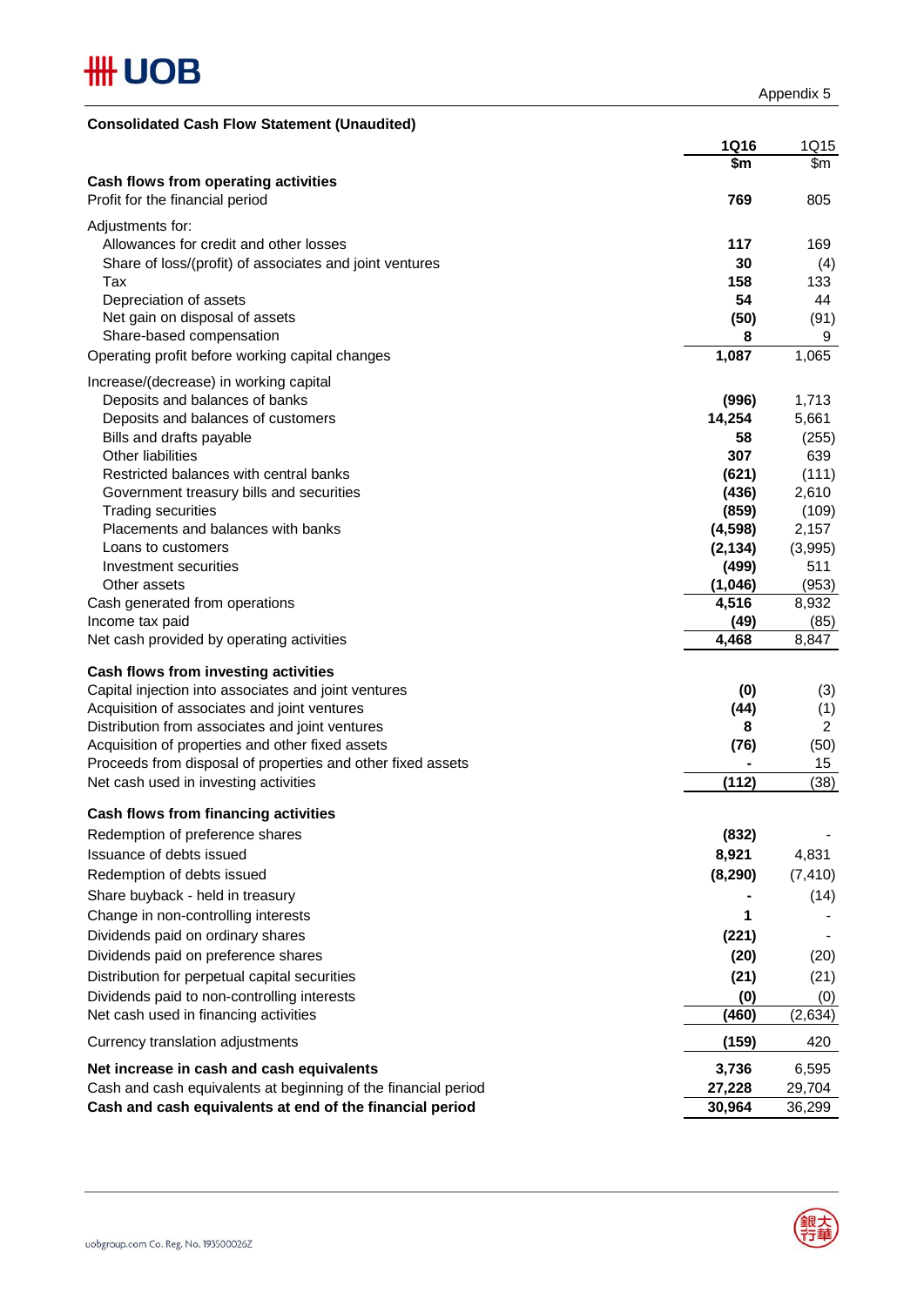Appendix 5

**Consolidated Cash Flow Statement (Unaudited)**

| | 1Q16 | 1Q15 |
|---|---|---|
| | $m | $m |
| **Cash flows from operating activities** | | |
| Profit for the financial period | **769** | 805 |
| Adjustments for: | | |
| Allowances for credit and other losses | **117** | 169 |
| Share of loss/(profit) of associates and joint ventures | **30** | (4) |
| Tax | **158** | 133 |
| Depreciation of assets | **54** | 44 |
| Net gain on disposal of assets | **(50)** | (91) |
| Share-based compensation | **8** | 9 |
| Operating profit before working capital changes | **1,087** | 1,065 |
| Increase/(decrease) in working capital | | |
| Deposits and balances of banks | **(996)** | 1,713 |
| Deposits and balances of customers | **14,254** | 5,661 |
| Bills and drafts payable | **58** | (255) |
| Other liabilities | **307** | 639 |
| Restricted balances with central banks | **(621)** | (111) |
| Government treasury bills and securities | **(436)** | 2,610 |
| Trading securities | **(859)** | (109) |
| Placements and balances with banks | **(4,598)** | 2,157 |
| Loans to customers | **(2,134)** | (3,995) |
| Investment securities | **(499)** | 511 |
| Other assets | **(1,046)** | (953) |
| Cash generated from operations | **4,516** | 8,932 |
| Income tax paid | **(49)** | (85) |
| Net cash provided by operating activities | **4,468** | 8,847 |
| **Cash flows from investing activities** | | |
| Capital injection into associates and joint ventures | **(0)** | (3) |
| Acquisition of associates and joint ventures | **(44)** | (1) |
| Distribution from associates and joint ventures | **8** | 2 |
| Acquisition of properties and other fixed assets | **(76)** | (50) |
| Proceeds from disposal of properties and other fixed assets | **-** | 15 |
| Net cash used in investing activities | **(112)** | (38) |
| **Cash flows from financing activities** | | |
| Redemption of preference shares | **(832)** | - |
| Issuance of debts issued | **8,921** | 4,831 |
| Redemption of debts issued | **(8,290)** | (7,410) |
| Share buyback - held in treasury | **-** | (14) |
| Change in non-controlling interests | **1** | - |
| Dividends paid on ordinary shares | **(221)** | - |
| Dividends paid on preference shares | **(20)** | (20) |
| Distribution for perpetual capital securities | **(21)** | (21) |
| Dividends paid to non-controlling interests | **(0)** | (0) |
| Net cash used in financing activities | **(460)** | (2,634) |
| Currency translation adjustments | **(159)** | 420 |
| **Net increase in cash and cash equivalents** | **3,736** | 6,595 |
| Cash and cash equivalents at beginning of the financial period | **27,228** | 29,704 |
| **Cash and cash equivalents at end of the financial period** | **30,964** | 36,299 |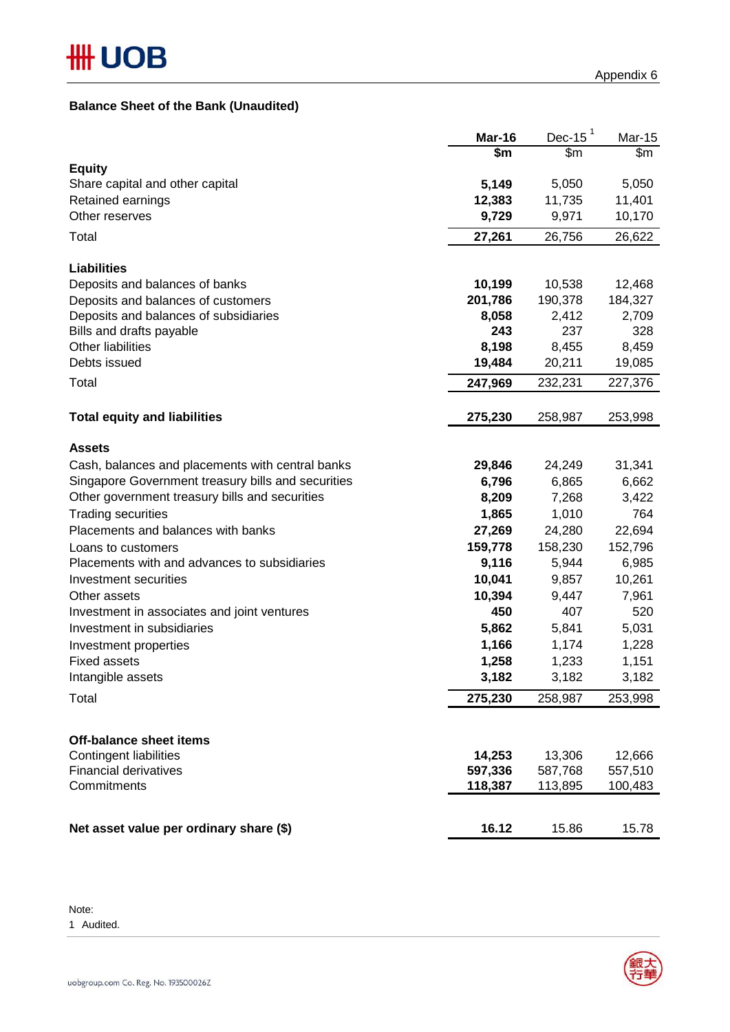Appendix 6

## Balance Sheet of the Bank (Unaudited)

| | Mar-16 | Dec-15 [1] | Mar-15 |
|---|---|---|---|
| | $m | $m | $m |
| **Equity** | | | |
| Share capital and other capital | **5,149** | 5,050 | 5,050 |
| Retained earnings | **12,383** | 11,735 | 11,401 |
| Other reserves | **9,729** | 9,971 | 10,170 |
| Total | **27,261** | 26,756 | 26,622 |
| **Liabilities** | | | |
| Deposits and balances of banks | **10,199** | 10,538 | 12,468 |
| Deposits and balances of customers | **201,786** | 190,378 | 184,327 |
| Deposits and balances of subsidiaries | **8,058** | 2,412 | 2,709 |
| Bills and drafts payable | **243** | 237 | 328 |
| Other liabilities | **8,198** | 8,455 | 8,459 |
| Debts issued | **19,484** | 20,211 | 19,085 |
| Total | **247,969** | 232,231 | 227,376 |
| **Total equity and liabilities** | **275,230** | 258,987 | 253,998 |
| **Assets** | | | |
| Cash, balances and placements with central banks | **29,846** | 24,249 | 31,341 |
| Singapore Government treasury bills and securities | **6,796** | 6,865 | 6,662 |
| Other government treasury bills and securities | **8,209** | 7,268 | 3,422 |
| Trading securities | **1,865** | 1,010 | 764 |
| Placements and balances with banks | **27,269** | 24,280 | 22,694 |
| Loans to customers | **159,778** | 158,230 | 152,796 |
| Placements with and advances to subsidiaries | **9,116** | 5,944 | 6,985 |
| Investment securities | **10,041** | 9,857 | 10,261 |
| Other assets | **10,394** | 9,447 | 7,961 |
| Investment in associates and joint ventures | **450** | 407 | 520 |
| Investment in subsidiaries | **5,862** | 5,841 | 5,031 |
| Investment properties | **1,166** | 1,174 | 1,228 |
| Fixed assets | **1,258** | 1,233 | 1,151 |
| Intangible assets | **3,182** | 3,182 | 3,182 |
| Total | **275,230** | 258,987 | 253,998 |
| **Off-balance sheet items** | | | |
| Contingent liabilities | **14,253** | 13,306 | 12,666 |
| Financial derivatives | **597,336** | 587,768 | 557,510 |
| Commitments | **118,387** | 113,895 | 100,483 |
| **Net asset value per ordinary share ($)** | **16.12** | 15.86 | 15.78 |

Note:
1 Audited.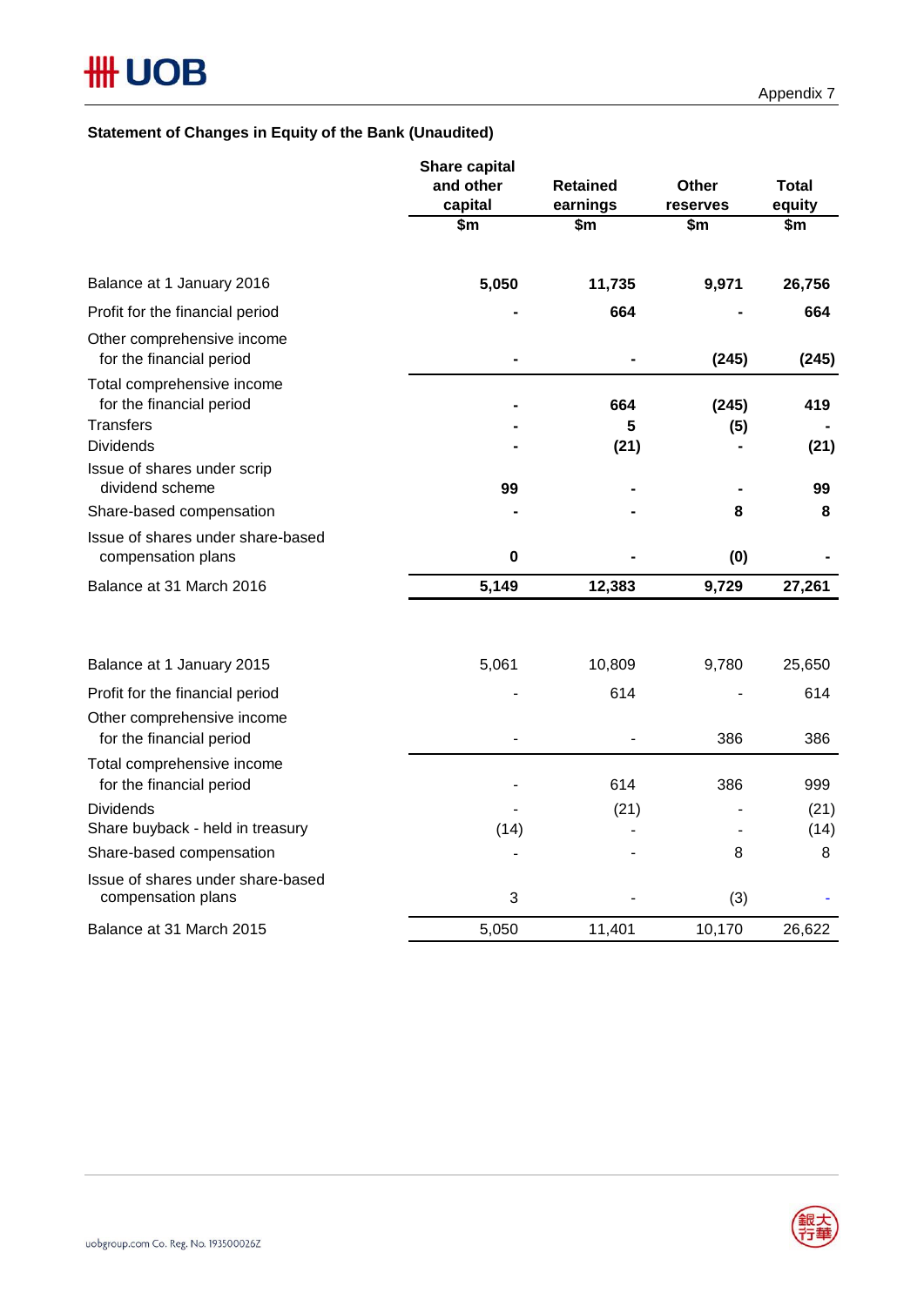Appendix 7

### Statement of Changes in Equity of the Bank (Unaudited)

| | Share capital and other capital | Retained earnings | Other reserves | Total equity |
|---|---|---|---|---|
| | $m | $m | $m | $m |
| **Balance at 1 January 2016** | **5,050** | **11,735** | **9,971** | **26,756** |
| Profit for the financial period | **-** | **664** | **-** | **664** |
| Other comprehensive income for the financial period | **-** | **-** | **(245)** | **(245)** |
| Total comprehensive income for the financial period | **-** | **664** | **(245)** | **419** |
| Transfers | **-** | **5** | **(5)** | **-** |
| Dividends | **-** | **(21)** | **-** | **(21)** |
| Issue of shares under scrip dividend scheme | **99** | **-** | **-** | **99** |
| Share-based compensation | **-** | **-** | **8** | **8** |
| Issue of shares under share-based compensation plans | **0** | **-** | **(0)** | **-** |
| **Balance at 31 March 2016** | **5,149** | **12,383** | **9,729** | **27,261** |
| | | | | |
| Balance at 1 January 2015 | 5,061 | 10,809 | 9,780 | 25,650 |
| Profit for the financial period | - | 614 | - | 614 |
| Other comprehensive income for the financial period | - | - | 386 | 386 |
| Total comprehensive income for the financial period | - | 614 | 386 | 999 |
| Dividends | - | (21) | - | (21) |
| Share buyback - held in treasury | (14) | - | - | (14) |
| Share-based compensation | - | - | 8 | 8 |
| Issue of shares under share-based compensation plans | 3 | - | (3) | - |
| Balance at 31 March 2015 | 5,050 | 11,401 | 10,170 | 26,622 |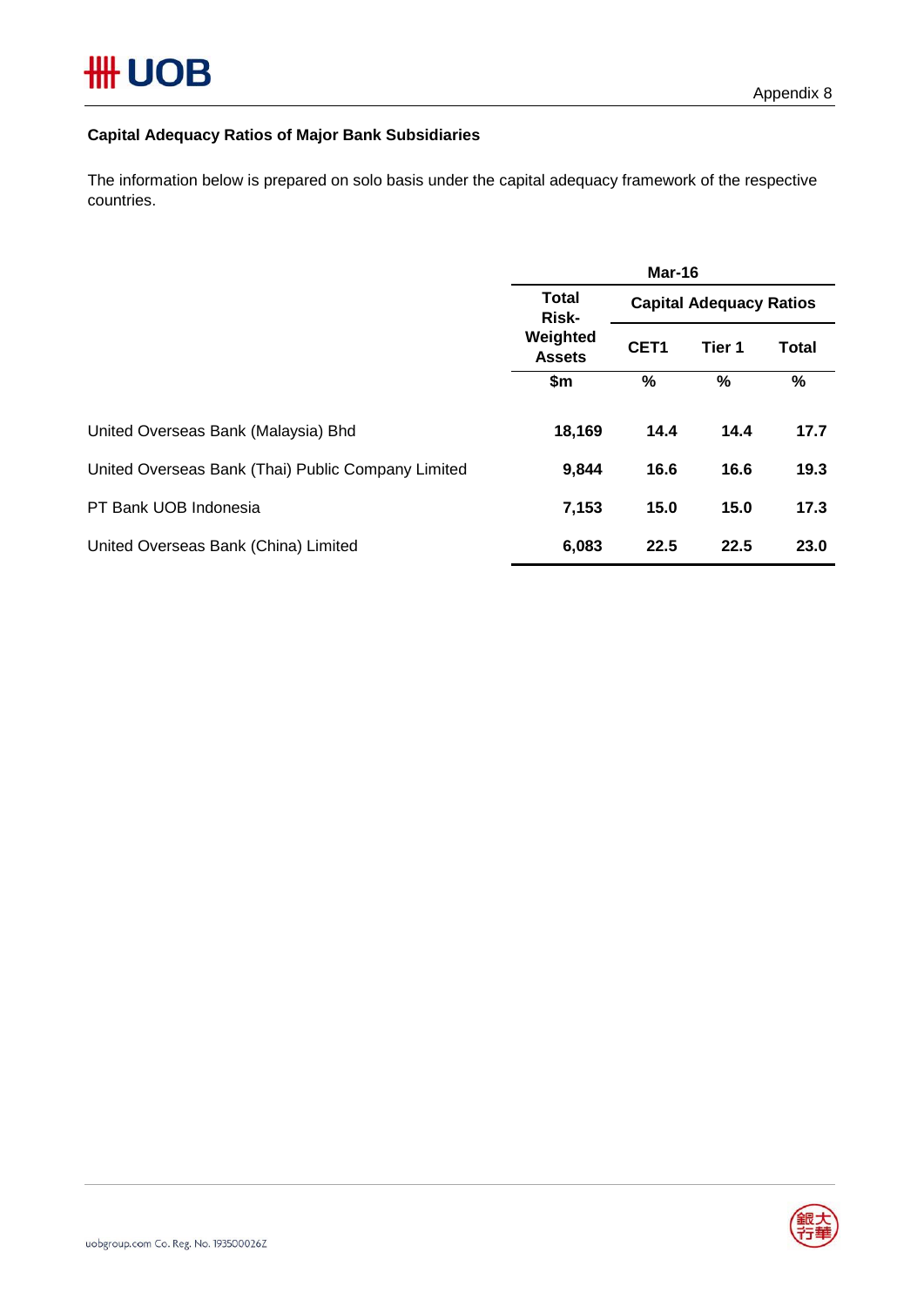## Capital Adequacy Ratios of Major Bank Subsidiaries

The information below is prepared on solo basis under the capital adequacy framework of the respective countries.

| | Mar-16 | | | |
|---|---|---|---|---|
| | Total Risk-Weighted Assets | Capital Adequacy Ratios | | |
| | | CET1 | Tier 1 | Total |
| | $m | % | % | % |
| United Overseas Bank (Malaysia) Bhd | **18,169** | **14.4** | **14.4** | **17.7** |
| United Overseas Bank (Thai) Public Company Limited | **9,844** | **16.6** | **16.6** | **19.3** |
| PT Bank UOB Indonesia | **7,153** | **15.0** | **15.0** | **17.3** |
| United Overseas Bank (China) Limited | **6,083** | **22.5** | **22.5** | **23.0** |